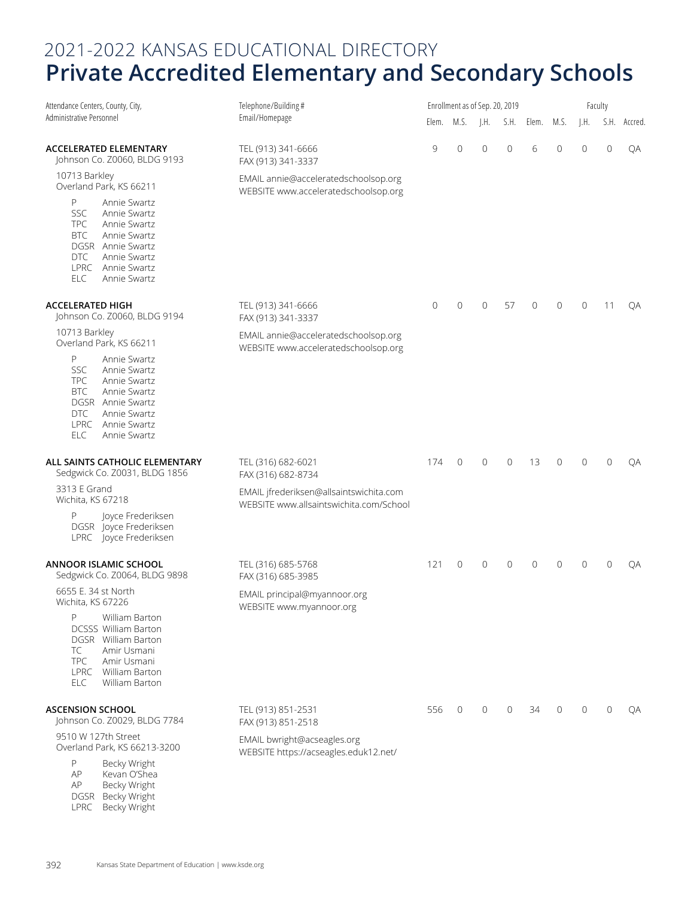# 2021-2022 KANSAS EDUCATIONAL DIRECTORY
# Private Accredited Elementary and Secondary Schools

| Attendance Centers, County, City, Administrative Personnel | Telephone/Building # Email/Homepage | Enrollment as of Sep. 20, 2019 | | | | Faculty | | | | |
|---|---|---|---|---|---|---|---|---|---|---|
| | | Elem. | M.S. | J.H. | S.H. | Elem. | M.S. | J.H. | S.H. | Accred. |
| **ACCELERATED ELEMENTARY**<br>Johnson Co. Z0060, BLDG 9193<br>10713 Barkley<br>Overland Park, KS 66211<br>P Annie Swartz<br>SSC Annie Swartz<br>TPC Annie Swartz<br>BTC Annie Swartz<br>DGSR Annie Swartz<br>DTC Annie Swartz<br>LPRC Annie Swartz<br>ELC Annie Swartz | TEL (913) 341-6666<br>FAX (913) 341-3337<br>EMAIL annie@acceleratedschoolsop.org<br>WEBSITE www.acceleratedschoolsop.org | 9 | 0 | 0 | 0 | 6 | 0 | 0 | 0 | QA |
| **ACCELERATED HIGH**<br>Johnson Co. Z0060, BLDG 9194<br>10713 Barkley<br>Overland Park, KS 66211<br>P Annie Swartz<br>SSC Annie Swartz<br>TPC Annie Swartz<br>BTC Annie Swartz<br>DGSR Annie Swartz<br>DTC Annie Swartz<br>LPRC Annie Swartz<br>ELC Annie Swartz | TEL (913) 341-6666<br>FAX (913) 341-3337<br>EMAIL annie@acceleratedschoolsop.org<br>WEBSITE www.acceleratedschoolsop.org | 0 | 0 | 0 | 57 | 0 | 0 | 0 | 11 | QA |
| **ALL SAINTS CATHOLIC ELEMENTARY**<br>Sedgwick Co. Z0031, BLDG 1856<br>3313 E Grand<br>Wichita, KS 67218<br>P Joyce Frederiksen<br>DGSR Joyce Frederiksen<br>LPRC Joyce Frederiksen | TEL (316) 682-6021<br>FAX (316) 682-8734<br>EMAIL jfrederiksen@allsaintswichita.com<br>WEBSITE www.allsaintswichita.com/School | 174 | 0 | 0 | 0 | 13 | 0 | 0 | 0 | QA |
| **ANNOOR ISLAMIC SCHOOL**<br>Sedgwick Co. Z0064, BLDG 9898<br>6655 E. 34 st North<br>Wichita, KS 67226<br>P William Barton<br>DCSSS William Barton<br>DGSR William Barton<br>TC Amir Usmani<br>TPC Amir Usmani<br>LPRC William Barton<br>ELC William Barton | TEL (316) 685-5768<br>FAX (316) 685-3985<br>EMAIL principal@myannoor.org<br>WEBSITE www.myannoor.org | 121 | 0 | 0 | 0 | 0 | 0 | 0 | 0 | QA |
| **ASCENSION SCHOOL**<br>Johnson Co. Z0029, BLDG 7784<br>9510 W 127th Street<br>Overland Park, KS 66213-3200<br>P Becky Wright<br>AP Kevan O'Shea<br>AP Becky Wright<br>DGSR Becky Wright<br>LPRC Becky Wright | TEL (913) 851-2531<br>FAX (913) 851-2518<br>EMAIL bwright@acseagles.org<br>WEBSITE https://acseagles.eduk12.net/ | 556 | 0 | 0 | 0 | 34 | 0 | 0 | 0 | QA |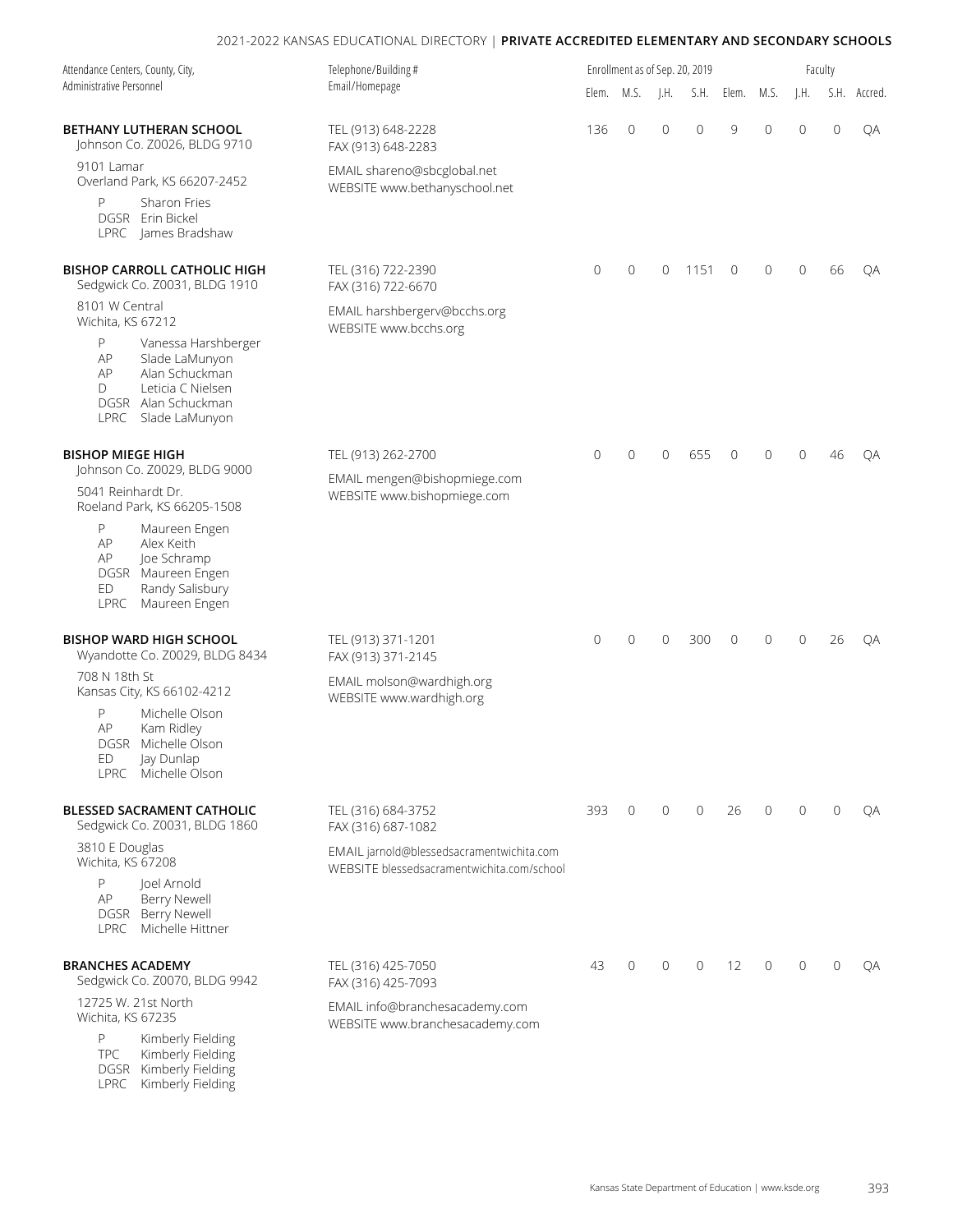| Attendance Centers, County, City, Administrative Personnel | Telephone/Building # Email/Homepage | Enrollment as of Sep. 20, 2019 | | | | Faculty | | | | |
|---|---|---|---|---|---|---|---|---|---|---|
| | | Elem. | M.S. | J.H. | S.H. | Elem. | M.S. | J.H. | S.H. | Accred. |
| **BETHANY LUTHERAN SCHOOL**<br>Johnson Co. Z0026, BLDG 9710<br>9101 Lamar<br>Overland Park, KS 66207-2452<br>P Sharon Fries<br>DGSR Erin Bickel<br>LPRC James Bradshaw | TEL (913) 648-2228<br>FAX (913) 648-2283<br>EMAIL shareno@sbcglobal.net<br>WEBSITE www.bethanyschool.net | 136 | 0 | 0 | 0 | 9 | 0 | 0 | 0 | QA |
| **BISHOP CARROLL CATHOLIC HIGH**<br>Sedgwick Co. Z0031, BLDG 1910<br>8101 W Central<br>Wichita, KS 67212<br>P Vanessa Harshberger<br>AP Slade LaMunyon<br>AP Alan Schuckman<br>D Leticia C Nielsen<br>DGSR Alan Schuckman<br>LPRC Slade LaMunyon | TEL (316) 722-2390<br>FAX (316) 722-6670<br>EMAIL harshbergerv@bcchs.org<br>WEBSITE www.bcchs.org | 0 | 0 | 0 | 1151 | 0 | 0 | 0 | 66 | QA |
| **BISHOP MIEGE HIGH**<br>Johnson Co. Z0029, BLDG 9000<br>5041 Reinhardt Dr.<br>Roeland Park, KS 66205-1508<br>P Maureen Engen<br>AP Alex Keith<br>AP Joe Schramp<br>DGSR Maureen Engen<br>ED Randy Salisbury<br>LPRC Maureen Engen | TEL (913) 262-2700<br>EMAIL mengen@bishopmiege.com<br>WEBSITE www.bishopmiege.com | 0 | 0 | 0 | 655 | 0 | 0 | 0 | 46 | QA |
| **BISHOP WARD HIGH SCHOOL**<br>Wyandotte Co. Z0029, BLDG 8434<br>708 N 18th St<br>Kansas City, KS 66102-4212<br>P Michelle Olson<br>AP Kam Ridley<br>DGSR Michelle Olson<br>ED Jay Dunlap<br>LPRC Michelle Olson | TEL (913) 371-1201<br>FAX (913) 371-2145<br>EMAIL molson@wardhigh.org<br>WEBSITE www.wardhigh.org | 0 | 0 | 0 | 300 | 0 | 0 | 0 | 26 | QA |
| **BLESSED SACRAMENT CATHOLIC**<br>Sedgwick Co. Z0031, BLDG 1860<br>3810 E Douglas<br>Wichita, KS 67208<br>P Joel Arnold<br>AP Berry Newell<br>DGSR Berry Newell<br>LPRC Michelle Hittner | TEL (316) 684-3752<br>FAX (316) 687-1082<br>EMAIL jarnold@blessedsacramentwichita.com<br>WEBSITE blessedsacramentwichita.com/school | 393 | 0 | 0 | 0 | 26 | 0 | 0 | 0 | QA |
| **BRANCHES ACADEMY**<br>Sedgwick Co. Z0070, BLDG 9942<br>12725 W. 21st North<br>Wichita, KS 67235<br>P Kimberly Fielding<br>TPC Kimberly Fielding<br>DGSR Kimberly Fielding<br>LPRC Kimberly Fielding | TEL (316) 425-7050<br>FAX (316) 425-7093<br>EMAIL info@branchesacademy.com<br>WEBSITE www.branchesacademy.com | 43 | 0 | 0 | 0 | 12 | 0 | 0 | 0 | QA |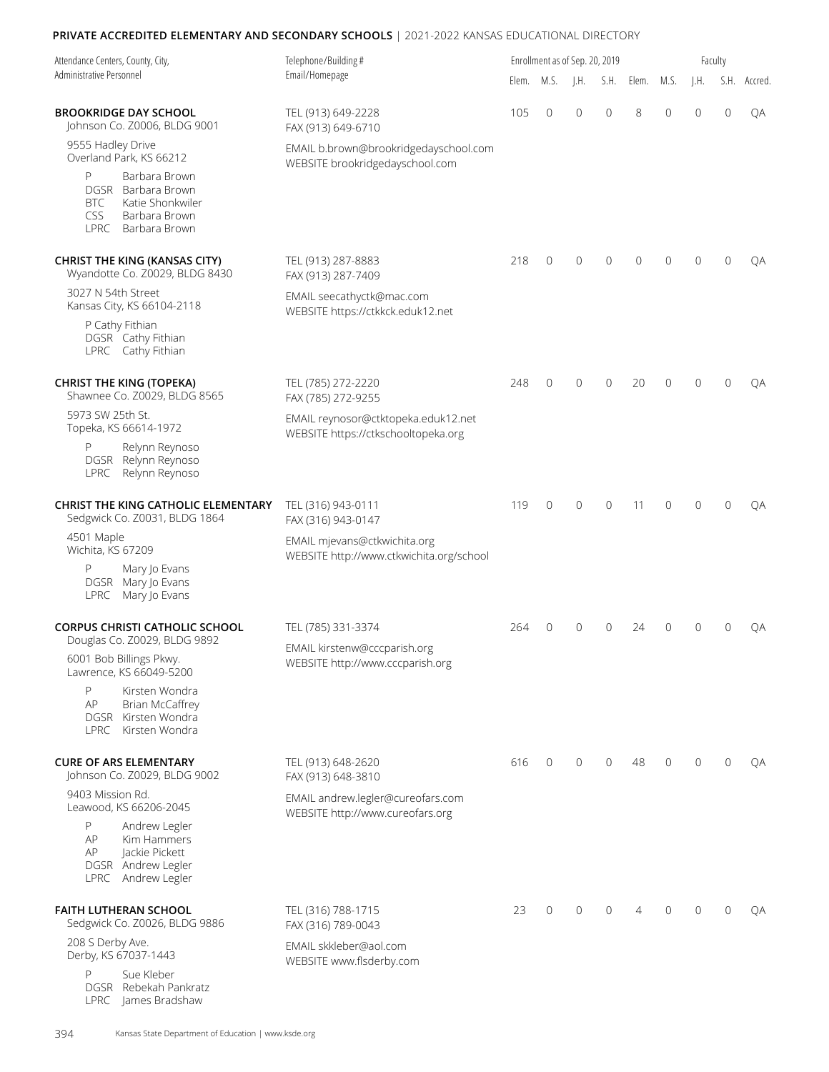**PRIVATE ACCREDITED ELEMENTARY AND SECONDARY SCHOOLS** | 2021-2022 KANSAS EDUCATIONAL DIRECTORY

| Attendance Centers, County, City, Administrative Personnel | Telephone/Building # Email/Homepage | Enrollment as of Sep. 20, 2019 | | | | Faculty | | | | |
|---|---|---|---|---|---|---|---|---|---|---|
| | | Elem. | M.S. | J.H. | S.H. | Elem. | M.S. | J.H. | S.H. | Accred. |
| **BROOKRIDGE DAY SCHOOL**<br>Johnson Co. Z0006, BLDG 9001<br>9555 Hadley Drive<br>Overland Park, KS 66212<br>P Barbara Brown<br>DGSR Barbara Brown<br>BTC Katie Shonkwiler<br>CSS Barbara Brown<br>LPRC Barbara Brown | TEL (913) 649-2228<br>FAX (913) 649-6710<br>EMAIL b.brown@brookridgedayschool.com<br>WEBSITE brookridgedayschool.com | 105 | 0 | 0 | 0 | 8 | 0 | 0 | 0 | QA |
| **CHRIST THE KING (KANSAS CITY)**<br>Wyandotte Co. Z0029, BLDG 8430<br>3027 N 54th Street<br>Kansas City, KS 66104-2118<br>P Cathy Fithian<br>DGSR Cathy Fithian<br>LPRC Cathy Fithian | TEL (913) 287-8883<br>FAX (913) 287-7409<br>EMAIL seecathyctk@mac.com<br>WEBSITE https://ctkkck.eduk12.net | 218 | 0 | 0 | 0 | 0 | 0 | 0 | 0 | QA |
| **CHRIST THE KING (TOPEKA)**<br>Shawnee Co. Z0029, BLDG 8565<br>5973 SW 25th St.<br>Topeka, KS 66614-1972<br>P Relynn Reynoso<br>DGSR Relynn Reynoso<br>LPRC Relynn Reynoso | TEL (785) 272-2220<br>FAX (785) 272-9255<br>EMAIL reynosor@ctktopeka.eduk12.net<br>WEBSITE https://ctkschooltopeka.org | 248 | 0 | 0 | 0 | 20 | 0 | 0 | 0 | QA |
| **CHRIST THE KING CATHOLIC ELEMENTARY**<br>Sedgwick Co. Z0031, BLDG 1864<br>4501 Maple<br>Wichita, KS 67209<br>P Mary Jo Evans<br>DGSR Mary Jo Evans<br>LPRC Mary Jo Evans | TEL (316) 943-0111<br>FAX (316) 943-0147<br>EMAIL mjevans@ctkwichita.org<br>WEBSITE http://www.ctkwichita.org/school | 119 | 0 | 0 | 0 | 11 | 0 | 0 | 0 | QA |
| **CORPUS CHRISTI CATHOLIC SCHOOL**<br>Douglas Co. Z0029, BLDG 9892<br>6001 Bob Billings Pkwy.<br>Lawrence, KS 66049-5200<br>P Kirsten Wondra<br>AP Brian McCaffrey<br>DGSR Kirsten Wondra<br>LPRC Kirsten Wondra | TEL (785) 331-3374<br>EMAIL kirstenw@cccparish.org<br>WEBSITE http://www.cccparish.org | 264 | 0 | 0 | 0 | 24 | 0 | 0 | 0 | QA |
| **CURE OF ARS ELEMENTARY**<br>Johnson Co. Z0029, BLDG 9002<br>9403 Mission Rd.<br>Leawood, KS 66206-2045<br>P Andrew Legler<br>AP Kim Hammers<br>AP Jackie Pickett<br>DGSR Andrew Legler<br>LPRC Andrew Legler | TEL (913) 648-2620<br>FAX (913) 648-3810<br>EMAIL andrew.legler@cureofars.com<br>WEBSITE http://www.cureofars.org | 616 | 0 | 0 | 0 | 48 | 0 | 0 | 0 | QA |
| **FAITH LUTHERAN SCHOOL**<br>Sedgwick Co. Z0026, BLDG 9886<br>208 S Derby Ave.<br>Derby, KS 67037-1443<br>P Sue Kleber<br>DGSR Rebekah Pankratz<br>LPRC James Bradshaw | TEL (316) 788-1715<br>FAX (316) 789-0043<br>EMAIL skkleber@aol.com<br>WEBSITE www.flsderby.com | 23 | 0 | 0 | 0 | 4 | 0 | 0 | 0 | QA |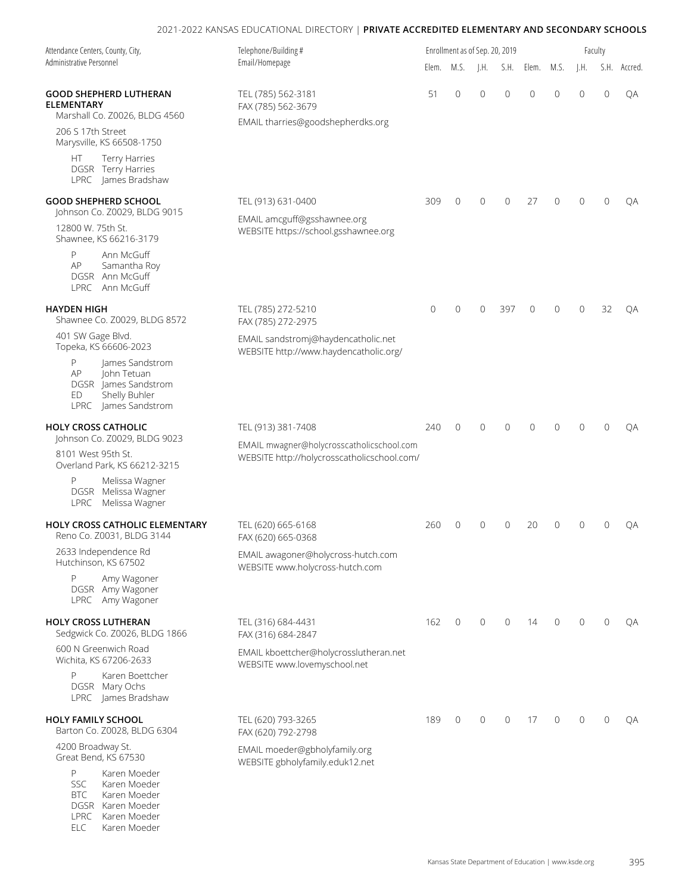| Attendance Centers, County, City, Administrative Personnel | Telephone/Building # Email/Homepage | Enrollment as of Sep. 20, 2019 | | | | Faculty | | | | |
|---|---|---|---|---|---|---|---|---|---|---|
| | | Elem. | M.S. | J.H. | S.H. | Elem. | M.S. | J.H. | S.H. | Accred. |
| **GOOD SHEPHERD LUTHERAN ELEMENTARY**<br>Marshall Co. Z0026, BLDG 4560<br>206 S 17th Street<br>Marysville, KS 66508-1750<br>HT Terry Harries<br>DGSR Terry Harries<br>LPRC James Bradshaw | TEL (785) 562-3181<br>FAX (785) 562-3679<br>EMAIL tharries@goodshepherdks.org | 51 | 0 | 0 | 0 | 0 | 0 | 0 | 0 | QA |
| **GOOD SHEPHERD SCHOOL**<br>Johnson Co. Z0029, BLDG 9015<br>12800 W. 75th St.<br>Shawnee, KS 66216-3179<br>P Ann McGuff<br>AP Samantha Roy<br>DGSR Ann McGuff<br>LPRC Ann McGuff | TEL (913) 631-0400<br>EMAIL amcguff@gsshawnee.org<br>WEBSITE https://school.gsshawnee.org | 309 | 0 | 0 | 0 | 27 | 0 | 0 | 0 | QA |
| **HAYDEN HIGH**<br>Shawnee Co. Z0029, BLDG 8572<br>401 SW Gage Blvd.<br>Topeka, KS 66606-2023<br>P James Sandstrom<br>AP John Tetuan<br>DGSR James Sandstrom<br>ED Shelly Buhler<br>LPRC James Sandstrom | TEL (785) 272-5210<br>FAX (785) 272-2975<br>EMAIL sandstromj@haydencatholic.net<br>WEBSITE http://www.haydencatholic.org/ | 0 | 0 | 0 | 397 | 0 | 0 | 0 | 32 | QA |
| **HOLY CROSS CATHOLIC**<br>Johnson Co. Z0029, BLDG 9023<br>8101 West 95th St.<br>Overland Park, KS 66212-3215<br>P Melissa Wagner<br>DGSR Melissa Wagner<br>LPRC Melissa Wagner | TEL (913) 381-7408<br>EMAIL mwagner@holycrosscatholicschool.com<br>WEBSITE http://holycrosscatholicschool.com/ | 240 | 0 | 0 | 0 | 0 | 0 | 0 | 0 | QA |
| **HOLY CROSS CATHOLIC ELEMENTARY**<br>Reno Co. Z0031, BLDG 3144<br>2633 Independence Rd<br>Hutchinson, KS 67502<br>P Amy Wagoner<br>DGSR Amy Wagoner<br>LPRC Amy Wagoner | TEL (620) 665-6168<br>FAX (620) 665-0368<br>EMAIL awagoner@holycross-hutch.com<br>WEBSITE www.holycross-hutch.com | 260 | 0 | 0 | 0 | 20 | 0 | 0 | 0 | QA |
| **HOLY CROSS LUTHERAN**<br>Sedgwick Co. Z0026, BLDG 1866<br>600 N Greenwich Road<br>Wichita, KS 67206-2633<br>P Karen Boettcher<br>DGSR Mary Ochs<br>LPRC James Bradshaw | TEL (316) 684-4431<br>FAX (316) 684-2847<br>EMAIL kboettcher@holycrosslutheran.net<br>WEBSITE www.lovemyschool.net | 162 | 0 | 0 | 0 | 14 | 0 | 0 | 0 | QA |
| **HOLY FAMILY SCHOOL**<br>Barton Co. Z0028, BLDG 6304<br>4200 Broadway St.<br>Great Bend, KS 67530<br>P Karen Moeder<br>SSC Karen Moeder<br>BTC Karen Moeder<br>DGSR Karen Moeder<br>LPRC Karen Moeder<br>ELC Karen Moeder | TEL (620) 793-3265<br>FAX (620) 792-2798<br>EMAIL moeder@gbholyfamily.org<br>WEBSITE gbholyfamily.eduk12.net | 189 | 0 | 0 | 0 | 17 | 0 | 0 | 0 | QA |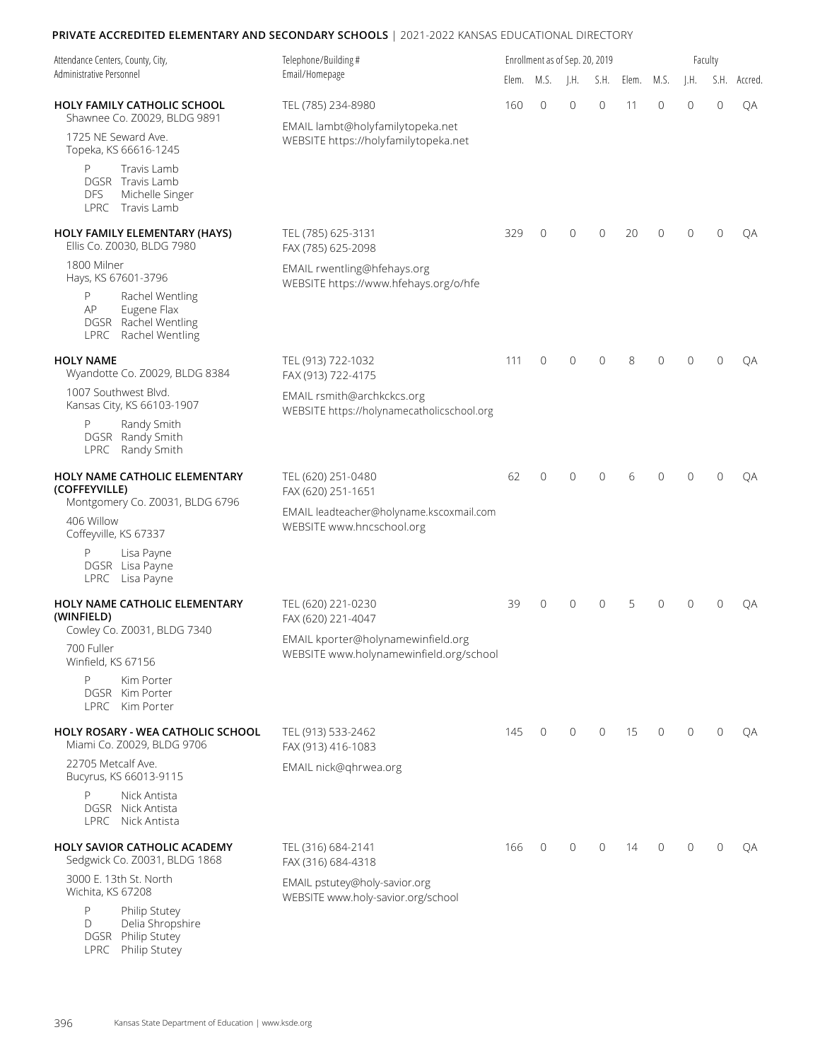## PRIVATE ACCREDITED ELEMENTARY AND SECONDARY SCHOOLS | 2021-2022 KANSAS EDUCATIONAL DIRECTORY

| Attendance Centers, County, City, Administrative Personnel | Telephone/Building # Email/Homepage | Enrollment as of Sep. 20, 2019 | | | | Faculty | | | | |
|---|---|---|---|---|---|---|---|---|---|---|
| | | Elem. | M.S. | J.H. | S.H. | Elem. | M.S. | J.H. | S.H. | Accred. |
| **HOLY FAMILY CATHOLIC SCHOOL**<br>Shawnee Co. Z0029, BLDG 9891<br>1725 NE Seward Ave.<br>Topeka, KS 66616-1245<br>P Travis Lamb<br>DGSR Travis Lamb<br>DFS Michelle Singer<br>LPRC Travis Lamb | TEL (785) 234-8980<br>EMAIL lambt@holyfamilytopeka.net<br>WEBSITE https://holyfamilytopeka.net | 160 | 0 | 0 | 0 | 11 | 0 | 0 | 0 | QA |
| **HOLY FAMILY ELEMENTARY (HAYS)**<br>Ellis Co. Z0030, BLDG 7980<br>1800 Milner<br>Hays, KS 67601-3796<br>P Rachel Wentling<br>AP Eugene Flax<br>DGSR Rachel Wentling<br>LPRC Rachel Wentling | TEL (785) 625-3131<br>FAX (785) 625-2098<br>EMAIL rwentling@hfehays.org<br>WEBSITE https://www.hfehays.org/o/hfe | 329 | 0 | 0 | 0 | 20 | 0 | 0 | 0 | QA |
| **HOLY NAME**<br>Wyandotte Co. Z0029, BLDG 8384<br>1007 Southwest Blvd.<br>Kansas City, KS 66103-1907<br>P Randy Smith<br>DGSR Randy Smith<br>LPRC Randy Smith | TEL (913) 722-1032<br>FAX (913) 722-4175<br>EMAIL rsmith@archkckcs.org<br>WEBSITE https://holynamecatholicschool.org | 111 | 0 | 0 | 0 | 8 | 0 | 0 | 0 | QA |
| **HOLY NAME CATHOLIC ELEMENTARY (COFFEYVILLE)**<br>Montgomery Co. Z0031, BLDG 6796<br>406 Willow<br>Coffeyville, KS 67337<br>P Lisa Payne<br>DGSR Lisa Payne<br>LPRC Lisa Payne | TEL (620) 251-0480<br>FAX (620) 251-1651<br>EMAIL leadteacher@holyname.kscoxmail.com<br>WEBSITE www.hncschool.org | 62 | 0 | 0 | 0 | 6 | 0 | 0 | 0 | QA |
| **HOLY NAME CATHOLIC ELEMENTARY (WINFIELD)**<br>Cowley Co. Z0031, BLDG 7340<br>700 Fuller<br>Winfield, KS 67156<br>P Kim Porter<br>DGSR Kim Porter<br>LPRC Kim Porter | TEL (620) 221-0230<br>FAX (620) 221-4047<br>EMAIL kporter@holynamewinfield.org<br>WEBSITE www.holynamewinfield.org/school | 39 | 0 | 0 | 0 | 5 | 0 | 0 | 0 | QA |
| **HOLY ROSARY - WEA CATHOLIC SCHOOL**<br>Miami Co. Z0029, BLDG 9706<br>22705 Metcalf Ave.<br>Bucyrus, KS 66013-9115<br>P Nick Antista<br>DGSR Nick Antista<br>LPRC Nick Antista | TEL (913) 533-2462<br>FAX (913) 416-1083<br>EMAIL nick@qhrwea.org | 145 | 0 | 0 | 0 | 15 | 0 | 0 | 0 | QA |
| **HOLY SAVIOR CATHOLIC ACADEMY**<br>Sedgwick Co. Z0031, BLDG 1868<br>3000 E. 13th St. North<br>Wichita, KS 67208<br>P Philip Stutey<br>D Delia Shropshire<br>DGSR Philip Stutey<br>LPRC Philip Stutey | TEL (316) 684-2141<br>FAX (316) 684-4318<br>EMAIL pstutey@holy-savior.org<br>WEBSITE www.holy-savior.org/school | 166 | 0 | 0 | 0 | 14 | 0 | 0 | 0 | QA |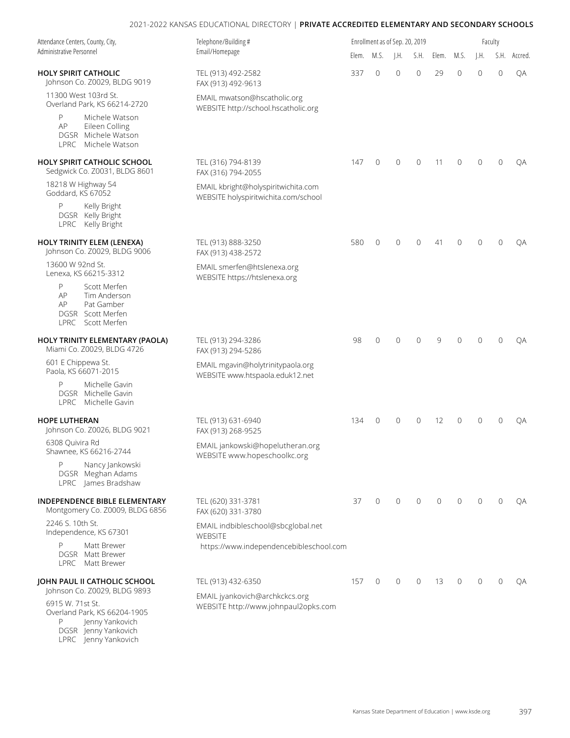| Attendance Centers, County, City, Administrative Personnel | Telephone/Building # Email/Homepage | Enrollment as of Sep. 20, 2019 | | | | Faculty | | | | |
|---|---|---|---|---|---|---|---|---|---|---|
| | | Elem. | M.S. | J.H. | S.H. | Elem. | M.S. | J.H. | S.H. | Accred. |
| **HOLY SPIRIT CATHOLIC**<br>Johnson Co. Z0029, BLDG 9019<br>11300 West 103rd St.<br>Overland Park, KS 66214-2720<br>P Michele Watson<br>AP Eileen Colling<br>DGSR Michele Watson<br>LPRC Michele Watson | TEL (913) 492-2582<br>FAX (913) 492-9613<br>EMAIL mwatson@hscatholic.org<br>WEBSITE http://school.hscatholic.org | 337 | 0 | 0 | 0 | 29 | 0 | 0 | 0 | QA |
| **HOLY SPIRIT CATHOLIC SCHOOL**<br>Sedgwick Co. Z0031, BLDG 8601<br>18218 W Highway 54<br>Goddard, KS 67052<br>P Kelly Bright<br>DGSR Kelly Bright<br>LPRC Kelly Bright | TEL (316) 794-8139<br>FAX (316) 794-2055<br>EMAIL kbright@holyspiritwichita.com<br>WEBSITE holyspiritwichita.com/school | 147 | 0 | 0 | 0 | 11 | 0 | 0 | 0 | QA |
| **HOLY TRINITY ELEM (LENEXA)**<br>Johnson Co. Z0029, BLDG 9006<br>13600 W 92nd St.<br>Lenexa, KS 66215-3312<br>P Scott Merfen<br>AP Tim Anderson<br>AP Pat Gamber<br>DGSR Scott Merfen<br>LPRC Scott Merfen | TEL (913) 888-3250<br>FAX (913) 438-2572<br>EMAIL smerfen@htslenexa.org<br>WEBSITE https://htslenexa.org | 580 | 0 | 0 | 0 | 41 | 0 | 0 | 0 | QA |
| **HOLY TRINITY ELEMENTARY (PAOLA)**<br>Miami Co. Z0029, BLDG 4726<br>601 E Chippewa St.<br>Paola, KS 66071-2015<br>P Michelle Gavin<br>DGSR Michelle Gavin<br>LPRC Michelle Gavin | TEL (913) 294-3286<br>FAX (913) 294-5286<br>EMAIL mgavin@holytrinitypaola.org<br>WEBSITE www.htspaola.eduk12.net | 98 | 0 | 0 | 0 | 9 | 0 | 0 | 0 | QA |
| **HOPE LUTHERAN**<br>Johnson Co. Z0026, BLDG 9021<br>6308 Quivira Rd<br>Shawnee, KS 66216-2744<br>P Nancy Jankowski<br>DGSR Meghan Adams<br>LPRC James Bradshaw | TEL (913) 631-6940<br>FAX (913) 268-9525<br>EMAIL jankowski@hopelutheran.org<br>WEBSITE www.hopeschoolkc.org | 134 | 0 | 0 | 0 | 12 | 0 | 0 | 0 | QA |
| **INDEPENDENCE BIBLE ELEMENTARY**<br>Montgomery Co. Z0009, BLDG 6856<br>2246 S. 10th St.<br>Independence, KS 67301<br>P Matt Brewer<br>DGSR Matt Brewer<br>LPRC Matt Brewer | TEL (620) 331-3781<br>FAX (620) 331-3780<br>EMAIL indbibleschool@sbcglobal.net<br>WEBSITE https://www.independencebibleschool.com | 37 | 0 | 0 | 0 | 0 | 0 | 0 | 0 | QA |
| **JOHN PAUL II CATHOLIC SCHOOL**<br>Johnson Co. Z0029, BLDG 9893<br>6915 W. 71st St.<br>Overland Park, KS 66204-1905<br>P Jenny Yankovich<br>DGSR Jenny Yankovich<br>LPRC Jenny Yankovich | TEL (913) 432-6350<br>EMAIL jyankovich@archkckcs.org<br>WEBSITE http://www.johnpaul2opks.com | 157 | 0 | 0 | 0 | 13 | 0 | 0 | 0 | QA |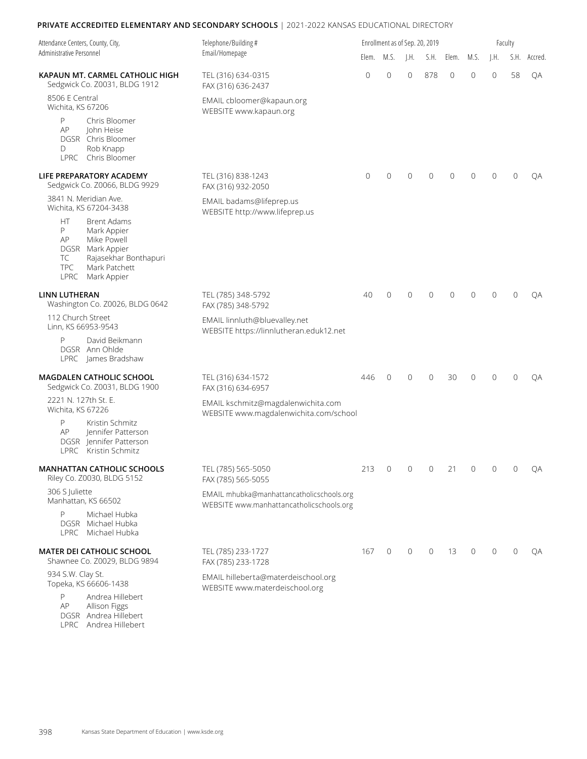**PRIVATE ACCREDITED ELEMENTARY AND SECONDARY SCHOOLS** | 2021-2022 KANSAS EDUCATIONAL DIRECTORY

| Attendance Centers, County, City, Administrative Personnel | Telephone/Building # Email/Homepage | Enrollment as of Sep. 20, 2019 | | | | Faculty | | | | |
|---|---|---|---|---|---|---|---|---|---|---|
| | | Elem. | M.S. | J.H. | S.H. | Elem. | M.S. | J.H. | S.H. | Accred. |
| **KAPAUN MT. CARMEL CATHOLIC HIGH**<br>Sedgwick Co. Z0031, BLDG 1912<br>8506 E Central<br>Wichita, KS 67206<br>P Chris Bloomer<br>AP John Heise<br>DGSR Chris Bloomer<br>D Rob Knapp<br>LPRC Chris Bloomer | TEL (316) 634-0315<br>FAX (316) 636-2437<br>EMAIL cbloomer@kapaun.org<br>WEBSITE www.kapaun.org | 0 | 0 | 0 | 878 | 0 | 0 | 0 | 58 | QA |
| **LIFE PREPARATORY ACADEMY**<br>Sedgwick Co. Z0066, BLDG 9929<br>3841 N. Meridian Ave.<br>Wichita, KS 67204-3438<br>HT Brent Adams<br>P Mark Appier<br>AP Mike Powell<br>DGSR Mark Appier<br>TC Rajasekhar Bonthapuri<br>TPC Mark Patchett<br>LPRC Mark Appier | TEL (316) 838-1243<br>FAX (316) 932-2050<br>EMAIL badams@lifeprep.us<br>WEBSITE http://www.lifeprep.us | 0 | 0 | 0 | 0 | 0 | 0 | 0 | 0 | QA |
| **LINN LUTHERAN**<br>Washington Co. Z0026, BLDG 0642<br>112 Church Street<br>Linn, KS 66953-9543<br>P David Beikmann<br>DGSR Ann Ohlde<br>LPRC James Bradshaw | TEL (785) 348-5792<br>FAX (785) 348-5792<br>EMAIL linnluth@bluevalley.net<br>WEBSITE https://linnlutheran.eduk12.net | 40 | 0 | 0 | 0 | 0 | 0 | 0 | 0 | QA |
| **MAGDALEN CATHOLIC SCHOOL**<br>Sedgwick Co. Z0031, BLDG 1900<br>2221 N. 127th St. E.<br>Wichita, KS 67226<br>P Kristin Schmitz<br>AP Jennifer Patterson<br>DGSR Jennifer Patterson<br>LPRC Kristin Schmitz | TEL (316) 634-1572<br>FAX (316) 634-6957<br>EMAIL kschmitz@magdalenwichita.com<br>WEBSITE www.magdalenwichita.com/school | 446 | 0 | 0 | 0 | 30 | 0 | 0 | 0 | QA |
| **MANHATTAN CATHOLIC SCHOOLS**<br>Riley Co. Z0030, BLDG 5152<br>306 S Juliette<br>Manhattan, KS 66502<br>P Michael Hubka<br>DGSR Michael Hubka<br>LPRC Michael Hubka | TEL (785) 565-5050<br>FAX (785) 565-5055<br>EMAIL mhubka@manhattancatholicschools.org<br>WEBSITE www.manhattancatholicschools.org | 213 | 0 | 0 | 0 | 21 | 0 | 0 | 0 | QA |
| **MATER DEI CATHOLIC SCHOOL**<br>Shawnee Co. Z0029, BLDG 9894<br>934 S.W. Clay St.<br>Topeka, KS 66606-1438<br>P Andrea Hillebert<br>AP Allison Figgs<br>DGSR Andrea Hillebert<br>LPRC Andrea Hillebert | TEL (785) 233-1727<br>FAX (785) 233-1728<br>EMAIL hilleberta@materdeischool.org<br>WEBSITE www.materdeischool.org | 167 | 0 | 0 | 0 | 13 | 0 | 0 | 0 | QA |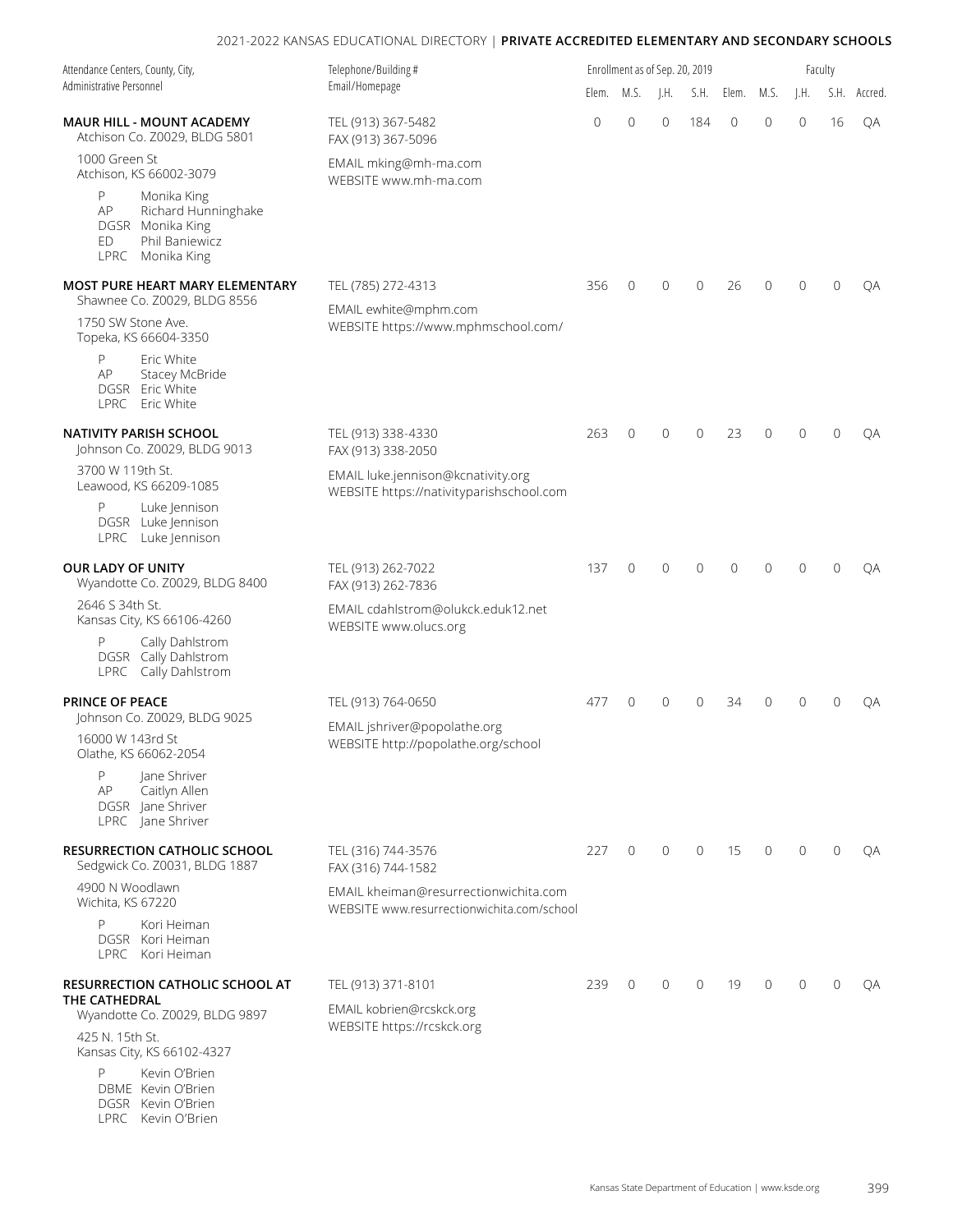| Attendance Centers, County, City, Administrative Personnel | Telephone/Building # Email/Homepage | Enrollment as of Sep. 20, 2019 | | | | Faculty | | | | |
|---|---|---|---|---|---|---|---|---|---|---|
| | | Elem. | M.S. | J.H. | S.H. | Elem. | M.S. | J.H. | S.H. | Accred. |
| **MAUR HILL - MOUNT ACADEMY**<br>Atchison Co. Z0029, BLDG 5801<br>1000 Green St<br>Atchison, KS 66002-3079<br>P Monika King<br>AP Richard Hunninghake<br>DGSR Monika King<br>ED Phil Baniewicz<br>LPRC Monika King | TEL (913) 367-5482<br>FAX (913) 367-5096<br>EMAIL mking@mh-ma.com<br>WEBSITE www.mh-ma.com | 0 | 0 | 0 | 184 | 0 | 0 | 0 | 16 | QA |
| **MOST PURE HEART MARY ELEMENTARY**<br>Shawnee Co. Z0029, BLDG 8556<br>1750 SW Stone Ave.<br>Topeka, KS 66604-3350<br>P Eric White<br>AP Stacey McBride<br>DGSR Eric White<br>LPRC Eric White | TEL (785) 272-4313<br>EMAIL ewhite@mphm.com<br>WEBSITE https://www.mphmschool.com/ | 356 | 0 | 0 | 0 | 26 | 0 | 0 | 0 | QA |
| **NATIVITY PARISH SCHOOL**<br>Johnson Co. Z0029, BLDG 9013<br>3700 W 119th St.<br>Leawood, KS 66209-1085<br>P Luke Jennison<br>DGSR Luke Jennison<br>LPRC Luke Jennison | TEL (913) 338-4330<br>FAX (913) 338-2050<br>EMAIL luke.jennison@kcnativity.org<br>WEBSITE https://nativityparishschool.com | 263 | 0 | 0 | 0 | 23 | 0 | 0 | 0 | QA |
| **OUR LADY OF UNITY**<br>Wyandotte Co. Z0029, BLDG 8400<br>2646 S 34th St.<br>Kansas City, KS 66106-4260<br>P Cally Dahlstrom<br>DGSR Cally Dahlstrom<br>LPRC Cally Dahlstrom | TEL (913) 262-7022<br>FAX (913) 262-7836<br>EMAIL cdahlstrom@olukck.eduk12.net<br>WEBSITE www.olucs.org | 137 | 0 | 0 | 0 | 0 | 0 | 0 | 0 | QA |
| **PRINCE OF PEACE**<br>Johnson Co. Z0029, BLDG 9025<br>16000 W 143rd St<br>Olathe, KS 66062-2054<br>P Jane Shriver<br>AP Caitlyn Allen<br>DGSR Jane Shriver<br>LPRC Jane Shriver | TEL (913) 764-0650<br>EMAIL jshriver@popolathe.org<br>WEBSITE http://popolathe.org/school | 477 | 0 | 0 | 0 | 34 | 0 | 0 | 0 | QA |
| **RESURRECTION CATHOLIC SCHOOL**<br>Sedgwick Co. Z0031, BLDG 1887<br>4900 N Woodlawn<br>Wichita, KS 67220<br>P Kori Heiman<br>DGSR Kori Heiman<br>LPRC Kori Heiman | TEL (316) 744-3576<br>FAX (316) 744-1582<br>EMAIL kheiman@resurrectionwichita.com<br>WEBSITE www.resurrectionwichita.com/school | 227 | 0 | 0 | 0 | 15 | 0 | 0 | 0 | QA |
| **RESURRECTION CATHOLIC SCHOOL AT THE CATHEDRAL**<br>Wyandotte Co. Z0029, BLDG 9897<br>425 N. 15th St.<br>Kansas City, KS 66102-4327<br>P Kevin O'Brien<br>DBME Kevin O'Brien<br>DGSR Kevin O'Brien<br>LPRC Kevin O'Brien | TEL (913) 371-8101<br>EMAIL kobrien@rcskck.org<br>WEBSITE https://rcskck.org | 239 | 0 | 0 | 0 | 19 | 0 | 0 | 0 | QA |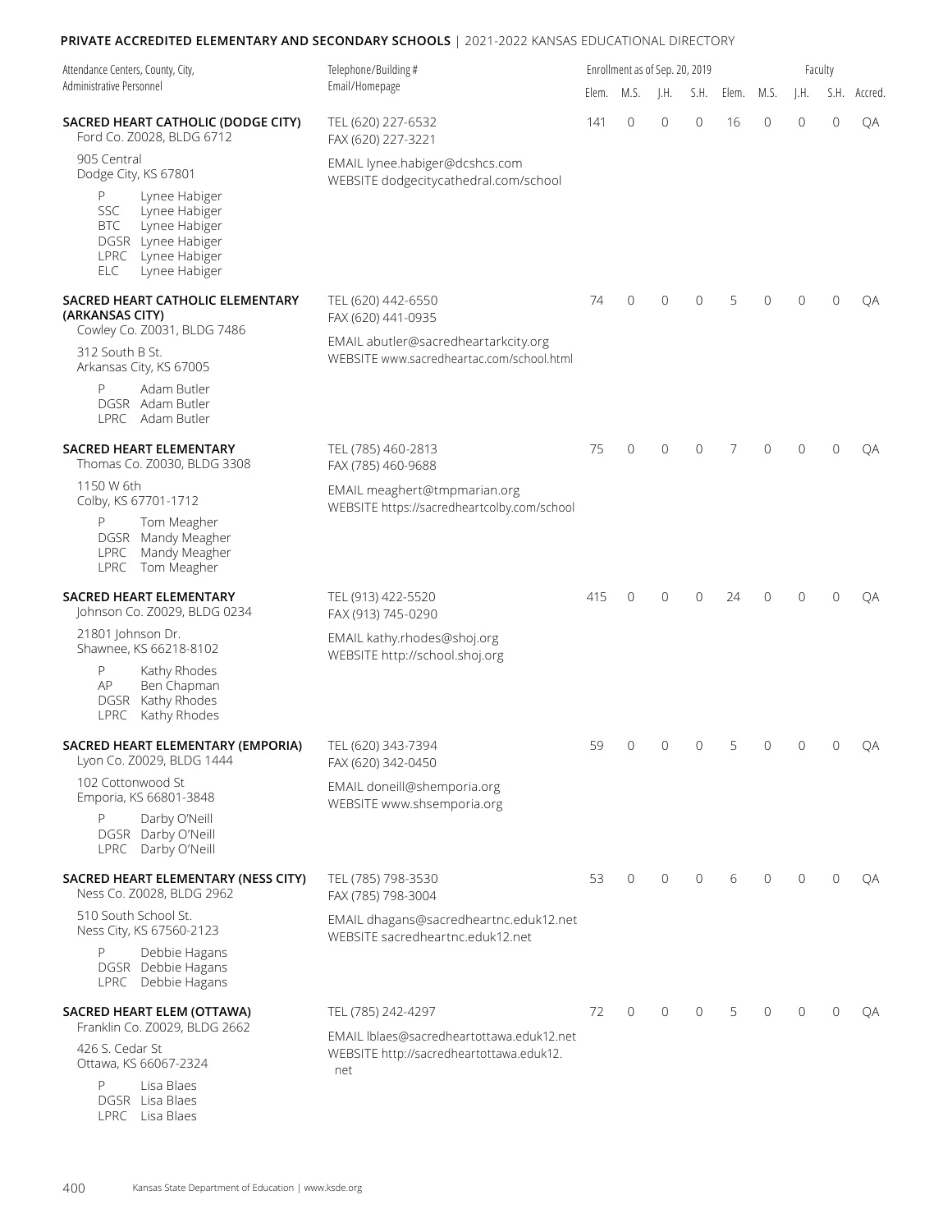**PRIVATE ACCREDITED ELEMENTARY AND SECONDARY SCHOOLS** | 2021-2022 KANSAS EDUCATIONAL DIRECTORY

| Attendance Centers, County, City, Administrative Personnel | Telephone/Building # Email/Homepage | Enrollment as of Sep. 20, 2019 | | | | Faculty | | | | |
|---|---|---|---|---|---|---|---|---|---|---|
| | | Elem. | M.S. | J.H. | S.H. | Elem. | M.S. | J.H. | S.H. | Accred. |
| **SACRED HEART CATHOLIC (DODGE CITY)**<br>Ford Co. Z0028, BLDG 6712<br>905 Central<br>Dodge City, KS 67801<br>P Lynee Habiger<br>SSC Lynee Habiger<br>BTC Lynee Habiger<br>DGSR Lynee Habiger<br>LPRC Lynee Habiger<br>ELC Lynee Habiger | TEL (620) 227-6532<br>FAX (620) 227-3221<br>EMAIL lynee.habiger@dcshcs.com<br>WEBSITE dodgecitycathedral.com/school | 141 | 0 | 0 | 0 | 16 | 0 | 0 | 0 | QA |
| **SACRED HEART CATHOLIC ELEMENTARY (ARKANSAS CITY)**<br>Cowley Co. Z0031, BLDG 7486<br>312 South B St.<br>Arkansas City, KS 67005<br>P Adam Butler<br>DGSR Adam Butler<br>LPRC Adam Butler | TEL (620) 442-6550<br>FAX (620) 441-0935<br>EMAIL abutler@sacredheartarkcity.org<br>WEBSITE www.sacredheartac.com/school.html | 74 | 0 | 0 | 0 | 5 | 0 | 0 | 0 | QA |
| **SACRED HEART ELEMENTARY**<br>Thomas Co. Z0030, BLDG 3308<br>1150 W 6th<br>Colby, KS 67701-1712<br>P Tom Meagher<br>DGSR Mandy Meagher<br>LPRC Mandy Meagher<br>LPRC Tom Meagher | TEL (785) 460-2813<br>FAX (785) 460-9688<br>EMAIL meaghert@tmpmarian.org<br>WEBSITE https://sacredheartcolby.com/school | 75 | 0 | 0 | 0 | 7 | 0 | 0 | 0 | QA |
| **SACRED HEART ELEMENTARY**<br>Johnson Co. Z0029, BLDG 0234<br>21801 Johnson Dr.<br>Shawnee, KS 66218-8102<br>P Kathy Rhodes<br>AP Ben Chapman<br>DGSR Kathy Rhodes<br>LPRC Kathy Rhodes | TEL (913) 422-5520<br>FAX (913) 745-0290<br>EMAIL kathy.rhodes@shoj.org<br>WEBSITE http://school.shoj.org | 415 | 0 | 0 | 0 | 24 | 0 | 0 | 0 | QA |
| **SACRED HEART ELEMENTARY (EMPORIA)**<br>Lyon Co. Z0029, BLDG 1444<br>102 Cottonwood St<br>Emporia, KS 66801-3848<br>P Darby O'Neill<br>DGSR Darby O'Neill<br>LPRC Darby O'Neill | TEL (620) 343-7394<br>FAX (620) 342-0450<br>EMAIL doneill@shemporia.org<br>WEBSITE www.shsemporia.org | 59 | 0 | 0 | 0 | 5 | 0 | 0 | 0 | QA |
| **SACRED HEART ELEMENTARY (NESS CITY)**<br>Ness Co. Z0028, BLDG 2962<br>510 South School St.<br>Ness City, KS 67560-2123<br>P Debbie Hagans<br>DGSR Debbie Hagans<br>LPRC Debbie Hagans | TEL (785) 798-3530<br>FAX (785) 798-3004<br>EMAIL dhagans@sacredheartnc.eduk12.net<br>WEBSITE sacredheartnc.eduk12.net | 53 | 0 | 0 | 0 | 6 | 0 | 0 | 0 | QA |
| **SACRED HEART ELEM (OTTAWA)**<br>Franklin Co. Z0029, BLDG 2662<br>426 S. Cedar St<br>Ottawa, KS 66067-2324<br>P Lisa Blaes<br>DGSR Lisa Blaes<br>LPRC Lisa Blaes | TEL (785) 242-4297<br>EMAIL lblaes@sacredheartottawa.eduk12.net<br>WEBSITE http://sacredheartottawa.eduk12.net | 72 | 0 | 0 | 0 | 5 | 0 | 0 | 0 | QA |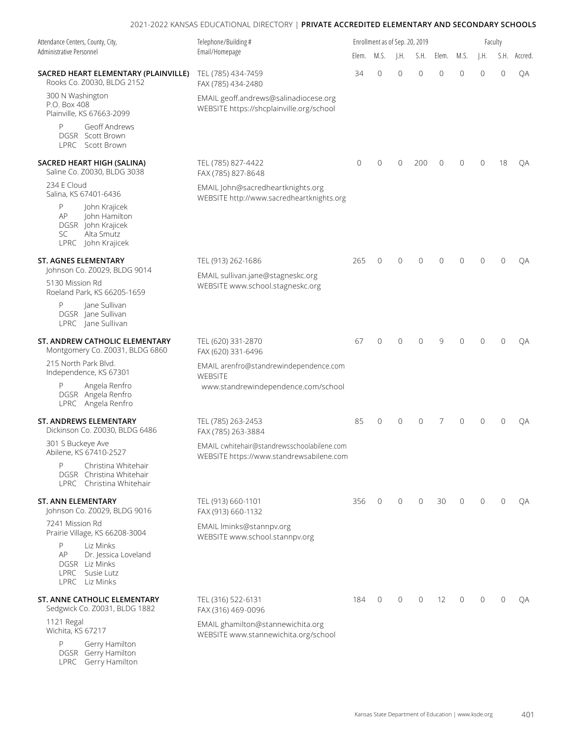| Attendance Centers, County, City, Administrative Personnel | Telephone/Building # Email/Homepage | Enrollment as of Sep. 20, 2019 | | | | Faculty | | | | |
|---|---|---|---|---|---|---|---|---|---|---|
| | | Elem. | M.S. | J.H. | S.H. | Elem. | M.S. | J.H. | S.H. | Accred. |
| **SACRED HEART ELEMENTARY (PLAINVILLE)**<br>Rooks Co. Z0030, BLDG 2152<br>300 N Washington<br>P.O. Box 408<br>Plainville, KS 67663-2099<br>P Geoff Andrews<br>DGSR Scott Brown<br>LPRC Scott Brown | TEL (785) 434-7459<br>FAX (785) 434-2480<br>EMAIL geoff.andrews@salinadiocese.org<br>WEBSITE https://shcplainville.org/school | 34 | 0 | 0 | 0 | 0 | 0 | 0 | 0 | QA |
| **SACRED HEART HIGH (SALINA)**<br>Saline Co. Z0030, BLDG 3038<br>234 E Cloud<br>Salina, KS 67401-6436<br>P John Krajicek<br>AP John Hamilton<br>DGSR John Krajicek<br>SC Alta Smutz<br>LPRC John Krajicek | TEL (785) 827-4422<br>FAX (785) 827-8648<br>EMAIL John@sacredheartknights.org<br>WEBSITE http://www.sacredheartknights.org | 0 | 0 | 0 | 200 | 0 | 0 | 0 | 18 | QA |
| **ST. AGNES ELEMENTARY**<br>Johnson Co. Z0029, BLDG 9014<br>5130 Mission Rd<br>Roeland Park, KS 66205-1659<br>P Jane Sullivan<br>DGSR Jane Sullivan<br>LPRC Jane Sullivan | TEL (913) 262-1686<br>EMAIL sullivan.jane@stagneskc.org<br>WEBSITE www.school.stagneskc.org | 265 | 0 | 0 | 0 | 0 | 0 | 0 | 0 | QA |
| **ST. ANDREW CATHOLIC ELEMENTARY**<br>Montgomery Co. Z0031, BLDG 6860<br>215 North Park Blvd.<br>Independence, KS 67301<br>P Angela Renfro<br>DGSR Angela Renfro<br>LPRC Angela Renfro | TEL (620) 331-2870<br>FAX (620) 331-6496<br>EMAIL arenfro@standrewindependence.com<br>WEBSITE www.standrewindependence.com/school | 67 | 0 | 0 | 0 | 9 | 0 | 0 | 0 | QA |
| **ST. ANDREWS ELEMENTARY**<br>Dickinson Co. Z0030, BLDG 6486<br>301 S Buckeye Ave<br>Abilene, KS 67410-2527<br>P Christina Whitehair<br>DGSR Christina Whitehair<br>LPRC Christina Whitehair | TEL (785) 263-2453<br>FAX (785) 263-3884<br>EMAIL cwhitehair@standrewsschoolabilene.com<br>WEBSITE https://www.standrewsabilene.com | 85 | 0 | 0 | 0 | 7 | 0 | 0 | 0 | QA |
| **ST. ANN ELEMENTARY**<br>Johnson Co. Z0029, BLDG 9016<br>7241 Mission Rd<br>Prairie Village, KS 66208-3004<br>P Liz Minks<br>AP Dr. Jessica Loveland<br>DGSR Liz Minks<br>LPRC Susie Lutz<br>LPRC Liz Minks | TEL (913) 660-1101<br>FAX (913) 660-1132<br>EMAIL lminks@stannpv.org<br>WEBSITE www.school.stannpv.org | 356 | 0 | 0 | 0 | 30 | 0 | 0 | 0 | QA |
| **ST. ANNE CATHOLIC ELEMENTARY**<br>Sedgwick Co. Z0031, BLDG 1882<br>1121 Regal<br>Wichita, KS 67217<br>P Gerry Hamilton<br>DGSR Gerry Hamilton<br>LPRC Gerry Hamilton | TEL (316) 522-6131<br>FAX (316) 469-0096<br>EMAIL ghamilton@stannewichita.org<br>WEBSITE www.stannewichita.org/school | 184 | 0 | 0 | 0 | 12 | 0 | 0 | 0 | QA |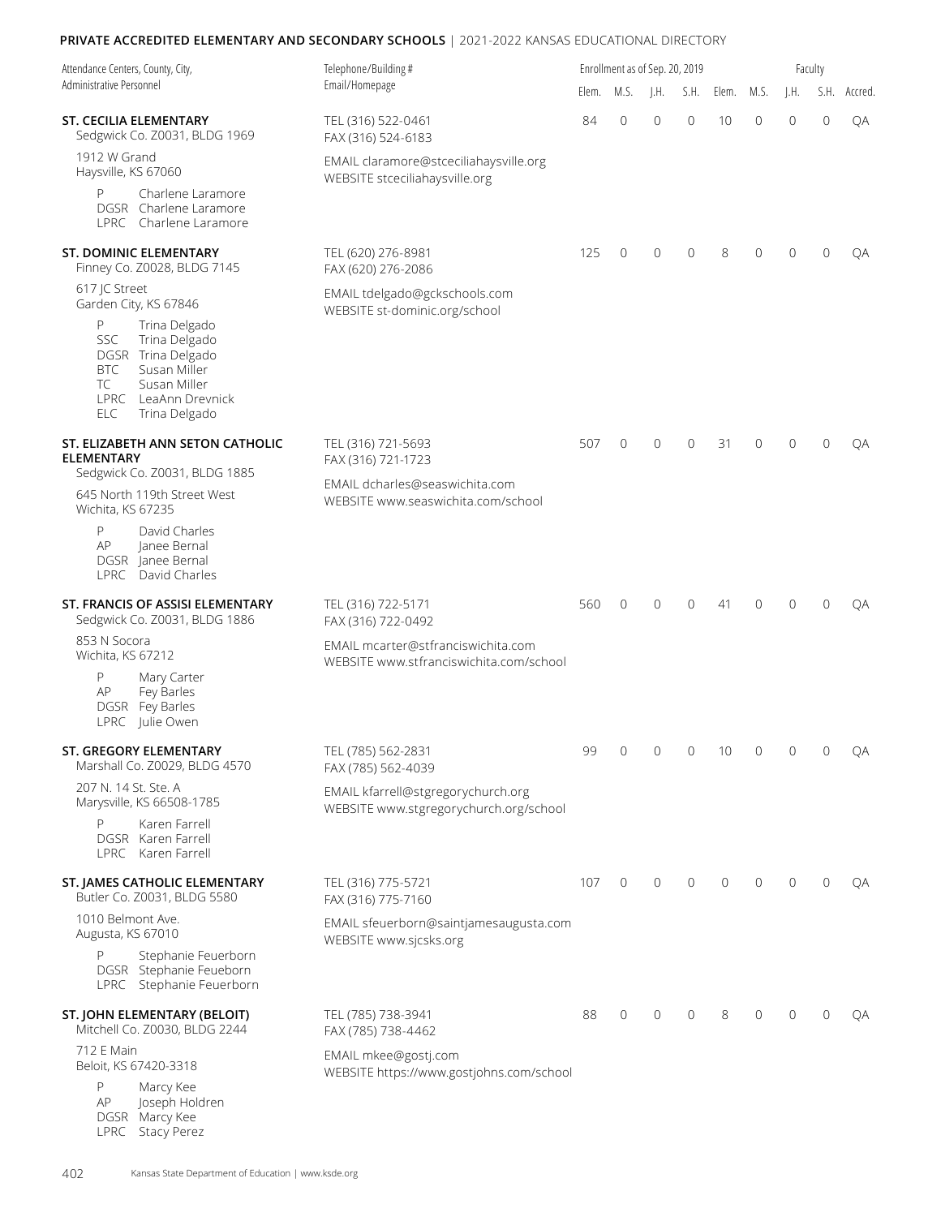**PRIVATE ACCREDITED ELEMENTARY AND SECONDARY SCHOOLS** | 2021-2022 KANSAS EDUCATIONAL DIRECTORY

| Attendance Centers, County, City, Administrative Personnel | Telephone/Building # Email/Homepage | Enrollment as of Sep. 20, 2019 | | | | Faculty | | | | |
|---|---|---|---|---|---|---|---|---|---|---|
| | | Elem. | M.S. | J.H. | S.H. | Elem. | M.S. | J.H. | S.H. | Accred. |
| **ST. CECILIA ELEMENTARY**<br>Sedgwick Co. Z0031, BLDG 1969<br>1912 W Grand<br>Haysville, KS 67060<br>P Charlene Laramore<br>DGSR Charlene Laramore<br>LPRC Charlene Laramore | TEL (316) 522-0461<br>FAX (316) 524-6183<br>EMAIL claramore@stceciliahaysville.org<br>WEBSITE stceciliahaysville.org | 84 | 0 | 0 | 0 | 10 | 0 | 0 | 0 | QA |
| **ST. DOMINIC ELEMENTARY**<br>Finney Co. Z0028, BLDG 7145<br>617 JC Street<br>Garden City, KS 67846<br>P Trina Delgado<br>SSC Trina Delgado<br>DGSR Trina Delgado<br>BTC Susan Miller<br>TC Susan Miller<br>LPRC LeaAnn Drevnick<br>ELC Trina Delgado | TEL (620) 276-8981<br>FAX (620) 276-2086<br>EMAIL tdelgado@gckschools.com<br>WEBSITE st-dominic.org/school | 125 | 0 | 0 | 0 | 8 | 0 | 0 | 0 | QA |
| **ST. ELIZABETH ANN SETON CATHOLIC ELEMENTARY**<br>Sedgwick Co. Z0031, BLDG 1885<br>645 North 119th Street West<br>Wichita, KS 67235<br>P David Charles<br>AP Janee Bernal<br>DGSR Janee Bernal<br>LPRC David Charles | TEL (316) 721-5693<br>FAX (316) 721-1723<br>EMAIL dcharles@seaswichita.com<br>WEBSITE www.seaswichita.com/school | 507 | 0 | 0 | 0 | 31 | 0 | 0 | 0 | QA |
| **ST. FRANCIS OF ASSISI ELEMENTARY**<br>Sedgwick Co. Z0031, BLDG 1886<br>853 N Socora<br>Wichita, KS 67212<br>P Mary Carter<br>AP Fey Barles<br>DGSR Fey Barles<br>LPRC Julie Owen | TEL (316) 722-5171<br>FAX (316) 722-0492<br>EMAIL mcarter@stfranciswichita.com<br>WEBSITE www.stfranciswichita.com/school | 560 | 0 | 0 | 0 | 41 | 0 | 0 | 0 | QA |
| **ST. GREGORY ELEMENTARY**<br>Marshall Co. Z0029, BLDG 4570<br>207 N. 14 St. Ste. A<br>Marysville, KS 66508-1785<br>P Karen Farrell<br>DGSR Karen Farrell<br>LPRC Karen Farrell | TEL (785) 562-2831<br>FAX (785) 562-4039<br>EMAIL kfarrell@stgregorychurch.org<br>WEBSITE www.stgregorychurch.org/school | 99 | 0 | 0 | 0 | 10 | 0 | 0 | 0 | QA |
| **ST. JAMES CATHOLIC ELEMENTARY**<br>Butler Co. Z0031, BLDG 5580<br>1010 Belmont Ave.<br>Augusta, KS 67010<br>P Stephanie Feuerborn<br>DGSR Stephanie Feueborn<br>LPRC Stephanie Feuerborn | TEL (316) 775-5721<br>FAX (316) 775-7160<br>EMAIL sfeuerborn@saintjamesaugusta.com<br>WEBSITE www.sjcsks.org | 107 | 0 | 0 | 0 | 0 | 0 | 0 | 0 | QA |
| **ST. JOHN ELEMENTARY (BELOIT)**<br>Mitchell Co. Z0030, BLDG 2244<br>712 E Main<br>Beloit, KS 67420-3318<br>P Marcy Kee<br>AP Joseph Holdren<br>DGSR Marcy Kee<br>LPRC Stacy Perez | TEL (785) 738-3941<br>FAX (785) 738-4462<br>EMAIL mkee@gostj.com<br>WEBSITE https://www.gostjohns.com/school | 88 | 0 | 0 | 0 | 8 | 0 | 0 | 0 | QA |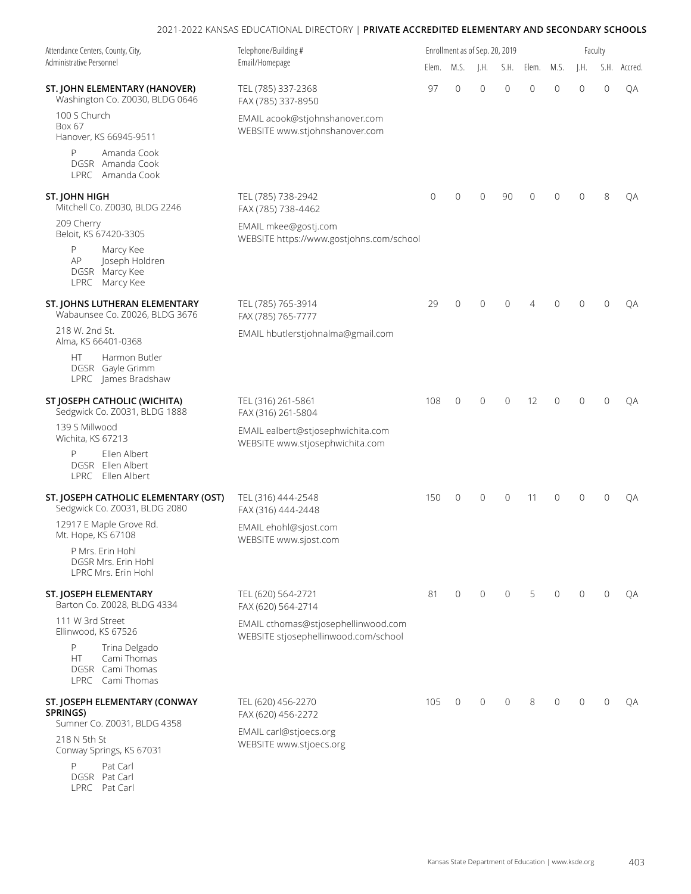# PRIVATE ACCREDITED ELEMENTARY AND SECONDARY SCHOOLS

| Attendance Centers, County, City, Administrative Personnel | Telephone/Building # Email/Homepage | Enrollment as of Sep. 20, 2019 | | | | Faculty | | | | |
|---|---|---|---|---|---|---|---|---|---|---|
| | | Elem. | M.S. | J.H. | S.H. | Elem. | M.S. | J.H. | S.H. | Accred. |
| **ST. JOHN ELEMENTARY (HANOVER)**<br>Washington Co. Z0030, BLDG 0646<br>100 S Church<br>Box 67<br>Hanover, KS 66945-9511<br>P Amanda Cook<br>DGSR Amanda Cook<br>LPRC Amanda Cook | TEL (785) 337-2368<br>FAX (785) 337-8950<br>EMAIL acook@stjohnshanover.com<br>WEBSITE www.stjohnshanover.com | 97 | 0 | 0 | 0 | 0 | 0 | 0 | 0 | QA |
| **ST. JOHN HIGH**<br>Mitchell Co. Z0030, BLDG 2246<br>209 Cherry<br>Beloit, KS 67420-3305<br>P Marcy Kee<br>AP Joseph Holdren<br>DGSR Marcy Kee<br>LPRC Marcy Kee | TEL (785) 738-2942<br>FAX (785) 738-4462<br>EMAIL mkee@gostj.com<br>WEBSITE https://www.gostjohns.com/school | 0 | 0 | 0 | 90 | 0 | 0 | 0 | 8 | QA |
| **ST. JOHNS LUTHERAN ELEMENTARY**<br>Wabaunsee Co. Z0026, BLDG 3676<br>218 W. 2nd St.<br>Alma, KS 66401-0368<br>HT Harmon Butler<br>DGSR Gayle Grimm<br>LPRC James Bradshaw | TEL (785) 765-3914<br>FAX (785) 765-7777<br>EMAIL hbutlerstjohnalma@gmail.com | 29 | 0 | 0 | 0 | 4 | 0 | 0 | 0 | QA |
| **ST JOSEPH CATHOLIC (WICHITA)**<br>Sedgwick Co. Z0031, BLDG 1888<br>139 S Millwood<br>Wichita, KS 67213<br>P Ellen Albert<br>DGSR Ellen Albert<br>LPRC Ellen Albert | TEL (316) 261-5861<br>FAX (316) 261-5804<br>EMAIL ealbert@stjosephwichita.com<br>WEBSITE www.stjosephwichita.com | 108 | 0 | 0 | 0 | 12 | 0 | 0 | 0 | QA |
| **ST. JOSEPH CATHOLIC ELEMENTARY (OST)**<br>Sedgwick Co. Z0031, BLDG 2080<br>12917 E Maple Grove Rd.<br>Mt. Hope, KS 67108<br>P Mrs. Erin Hohl<br>DGSR Mrs. Erin Hohl<br>LPRC Mrs. Erin Hohl | TEL (316) 444-2548<br>FAX (316) 444-2448<br>EMAIL ehohl@sjost.com<br>WEBSITE www.sjost.com | 150 | 0 | 0 | 0 | 11 | 0 | 0 | 0 | QA |
| **ST. JOSEPH ELEMENTARY**<br>Barton Co. Z0028, BLDG 4334<br>111 W 3rd Street<br>Ellinwood, KS 67526<br>P Trina Delgado<br>HT Cami Thomas<br>DGSR Cami Thomas<br>LPRC Cami Thomas | TEL (620) 564-2721<br>FAX (620) 564-2714<br>EMAIL cthomas@stjosephellinwood.com<br>WEBSITE stjosephellinwood.com/school | 81 | 0 | 0 | 0 | 5 | 0 | 0 | 0 | QA |
| **ST. JOSEPH ELEMENTARY (CONWAY SPRINGS)**<br>Sumner Co. Z0031, BLDG 4358<br>218 N 5th St<br>Conway Springs, KS 67031<br>P Pat Carl<br>DGSR Pat Carl<br>LPRC Pat Carl | TEL (620) 456-2270<br>FAX (620) 456-2272<br>EMAIL carl@stjoecs.org<br>WEBSITE www.stjoecs.org | 105 | 0 | 0 | 0 | 8 | 0 | 0 | 0 | QA |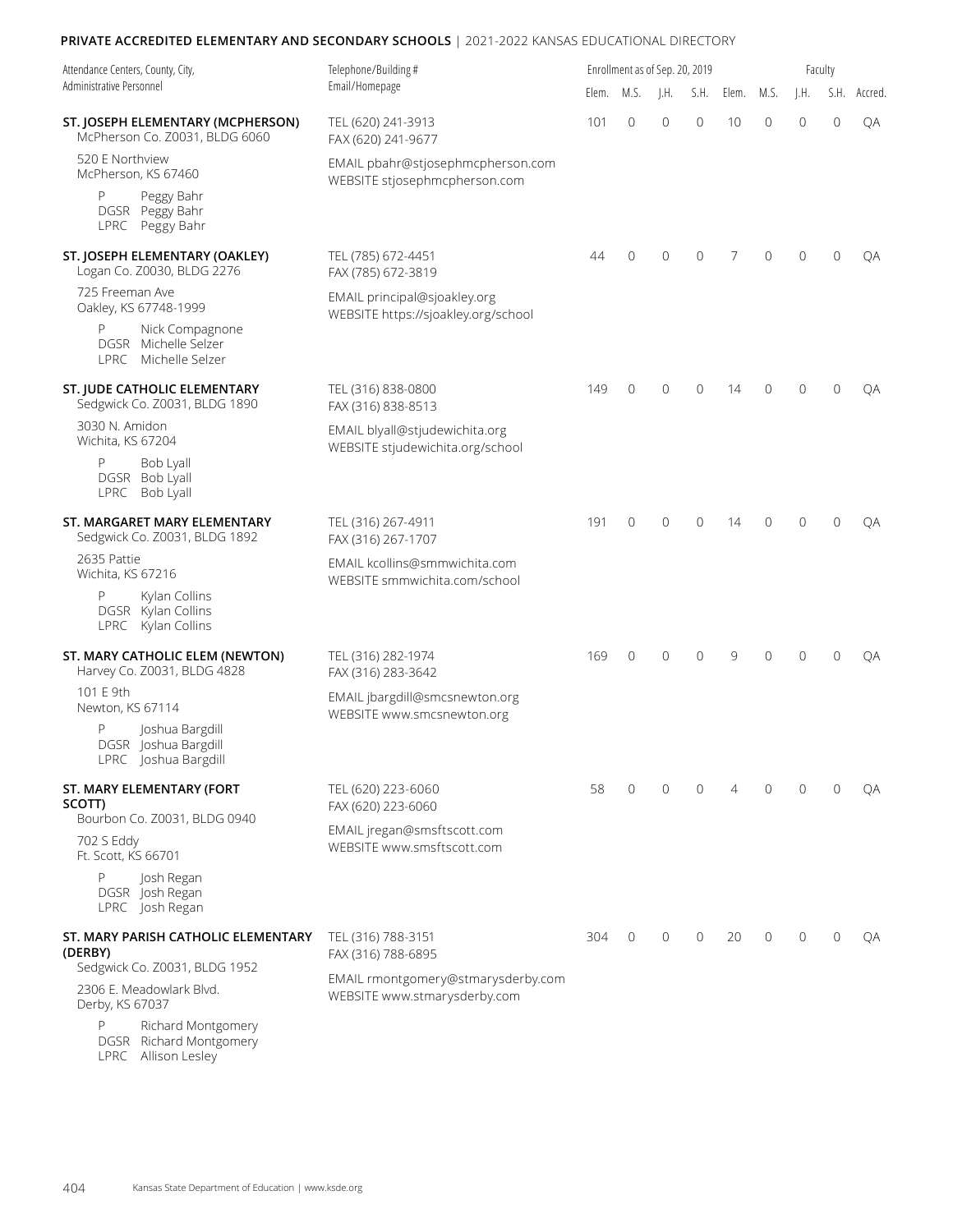**PRIVATE ACCREDITED ELEMENTARY AND SECONDARY SCHOOLS** | 2021-2022 KANSAS EDUCATIONAL DIRECTORY

| Attendance Centers, County, City, Administrative Personnel | Telephone/Building # Email/Homepage | Enrollment as of Sep. 20, 2019 | | | | Faculty | | | | |
|---|---|---|---|---|---|---|---|---|---|---|
| | | Elem. | M.S. | J.H. | S.H. | Elem. | M.S. | J.H. | S.H. | Accred. |
| **ST. JOSEPH ELEMENTARY (MCPHERSON)**<br>McPherson Co. Z0031, BLDG 6060<br>520 E Northview<br>McPherson, KS 67460<br>P Peggy Bahr<br>DGSR Peggy Bahr<br>LPRC Peggy Bahr | TEL (620) 241-3913<br>FAX (620) 241-9677<br>EMAIL pbahr@stjosephmcpherson.com<br>WEBSITE stjosephmcpherson.com | 101 | 0 | 0 | 0 | 10 | 0 | 0 | 0 | QA |
| **ST. JOSEPH ELEMENTARY (OAKLEY)**<br>Logan Co. Z0030, BLDG 2276<br>725 Freeman Ave<br>Oakley, KS 67748-1999<br>P Nick Compagnone<br>DGSR Michelle Selzer<br>LPRC Michelle Selzer | TEL (785) 672-4451<br>FAX (785) 672-3819<br>EMAIL principal@sjoakley.org<br>WEBSITE https://sjoakley.org/school | 44 | 0 | 0 | 0 | 7 | 0 | 0 | 0 | QA |
| **ST. JUDE CATHOLIC ELEMENTARY**<br>Sedgwick Co. Z0031, BLDG 1890<br>3030 N. Amidon<br>Wichita, KS 67204<br>P Bob Lyall<br>DGSR Bob Lyall<br>LPRC Bob Lyall | TEL (316) 838-0800<br>FAX (316) 838-8513<br>EMAIL blyall@stjudewichita.org<br>WEBSITE stjudewichita.org/school | 149 | 0 | 0 | 0 | 14 | 0 | 0 | 0 | QA |
| **ST. MARGARET MARY ELEMENTARY**<br>Sedgwick Co. Z0031, BLDG 1892<br>2635 Pattie<br>Wichita, KS 67216<br>P Kylan Collins<br>DGSR Kylan Collins<br>LPRC Kylan Collins | TEL (316) 267-4911<br>FAX (316) 267-1707<br>EMAIL kcollins@smmwichita.com<br>WEBSITE smmwichita.com/school | 191 | 0 | 0 | 0 | 14 | 0 | 0 | 0 | QA |
| **ST. MARY CATHOLIC ELEM (NEWTON)**<br>Harvey Co. Z0031, BLDG 4828<br>101 E 9th<br>Newton, KS 67114<br>P Joshua Bargdill<br>DGSR Joshua Bargdill<br>LPRC Joshua Bargdill | TEL (316) 282-1974<br>FAX (316) 283-3642<br>EMAIL jbargdill@smcsnewton.org<br>WEBSITE www.smcsnewton.org | 169 | 0 | 0 | 0 | 9 | 0 | 0 | 0 | QA |
| **ST. MARY ELEMENTARY (FORT SCOTT)**<br>Bourbon Co. Z0031, BLDG 0940<br>702 S Eddy<br>Ft. Scott, KS 66701<br>P Josh Regan<br>DGSR Josh Regan<br>LPRC Josh Regan | TEL (620) 223-6060<br>FAX (620) 223-6060<br>EMAIL jregan@smsftscott.com<br>WEBSITE www.smsftscott.com | 58 | 0 | 0 | 0 | 4 | 0 | 0 | 0 | QA |
| **ST. MARY PARISH CATHOLIC ELEMENTARY (DERBY)**<br>Sedgwick Co. Z0031, BLDG 1952<br>2306 E. Meadowlark Blvd.<br>Derby, KS 67037<br>P Richard Montgomery<br>DGSR Richard Montgomery<br>LPRC Allison Lesley | TEL (316) 788-3151<br>FAX (316) 788-6895<br>EMAIL rmontgomery@stmarysderby.com<br>WEBSITE www.stmarysderby.com | 304 | 0 | 0 | 0 | 20 | 0 | 0 | 0 | QA |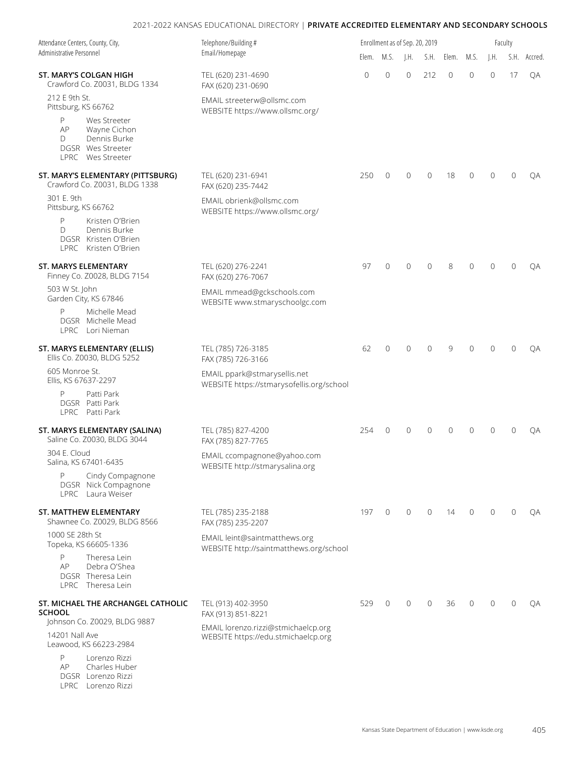| Attendance Centers, County, City, Administrative Personnel | Telephone/Building # Email/Homepage | Enrollment as of Sep. 20, 2019 | | | | Faculty | | | | |
|---|---|---|---|---|---|---|---|---|---|---|
| | | Elem. | M.S. | J.H. | S.H. | Elem. | M.S. | J.H. | S.H. | Accred. |
| **ST. MARY'S COLGAN HIGH**<br>Crawford Co. Z0031, BLDG 1334<br>212 E 9th St.<br>Pittsburg, KS 66762<br>P Wes Streeter<br>AP Wayne Cichon<br>D Dennis Burke<br>DGSR Wes Streeter<br>LPRC Wes Streeter | TEL (620) 231-4690<br>FAX (620) 231-0690<br>EMAIL streeterw@ollsmc.com<br>WEBSITE https://www.ollsmc.org/ | 0 | 0 | 0 | 212 | 0 | 0 | 0 | 17 | QA |
| **ST. MARY'S ELEMENTARY (PITTSBURG)**<br>Crawford Co. Z0031, BLDG 1338<br>301 E. 9th<br>Pittsburg, KS 66762<br>P Kristen O'Brien<br>D Dennis Burke<br>DGSR Kristen O'Brien<br>LPRC Kristen O'Brien | TEL (620) 231-6941<br>FAX (620) 235-7442<br>EMAIL obrienk@ollsmc.com<br>WEBSITE https://www.ollsmc.org/ | 250 | 0 | 0 | 0 | 18 | 0 | 0 | 0 | QA |
| **ST. MARYS ELEMENTARY**<br>Finney Co. Z0028, BLDG 7154<br>503 W St. John<br>Garden City, KS 67846<br>P Michelle Mead<br>DGSR Michelle Mead<br>LPRC Lori Nieman | TEL (620) 276-2241<br>FAX (620) 276-7067<br>EMAIL mmead@gckschools.com<br>WEBSITE www.stmaryschoolgc.com | 97 | 0 | 0 | 0 | 8 | 0 | 0 | 0 | QA |
| **ST. MARYS ELEMENTARY (ELLIS)**<br>Ellis Co. Z0030, BLDG 5252<br>605 Monroe St.<br>Ellis, KS 67637-2297<br>P Patti Park<br>DGSR Patti Park<br>LPRC Patti Park | TEL (785) 726-3185<br>FAX (785) 726-3166<br>EMAIL ppark@stmarysellis.net<br>WEBSITE https://stmarysofellis.org/school | 62 | 0 | 0 | 0 | 9 | 0 | 0 | 0 | QA |
| **ST. MARYS ELEMENTARY (SALINA)**<br>Saline Co. Z0030, BLDG 3044<br>304 E. Cloud<br>Salina, KS 67401-6435<br>P Cindy Compagnone<br>DGSR Nick Compagnone<br>LPRC Laura Weiser | TEL (785) 827-4200<br>FAX (785) 827-7765<br>EMAIL ccompagnone@yahoo.com<br>WEBSITE http://stmarysalina.org | 254 | 0 | 0 | 0 | 0 | 0 | 0 | 0 | QA |
| **ST. MATTHEW ELEMENTARY**<br>Shawnee Co. Z0029, BLDG 8566<br>1000 SE 28th St<br>Topeka, KS 66605-1336<br>P Theresa Lein<br>AP Debra O'Shea<br>DGSR Theresa Lein<br>LPRC Theresa Lein | TEL (785) 235-2188<br>FAX (785) 235-2207<br>EMAIL leint@saintmatthews.org<br>WEBSITE http://saintmatthews.org/school | 197 | 0 | 0 | 0 | 14 | 0 | 0 | 0 | QA |
| **ST. MICHAEL THE ARCHANGEL CATHOLIC SCHOOL**<br>Johnson Co. Z0029, BLDG 9887<br>14201 Nall Ave<br>Leawood, KS 66223-2984<br>P Lorenzo Rizzi<br>AP Charles Huber<br>DGSR Lorenzo Rizzi<br>LPRC Lorenzo Rizzi | TEL (913) 402-3950<br>FAX (913) 851-8221<br>EMAIL lorenzo.rizzi@stmichaelcp.org<br>WEBSITE https://edu.stmichaelcp.org | 529 | 0 | 0 | 0 | 36 | 0 | 0 | 0 | QA |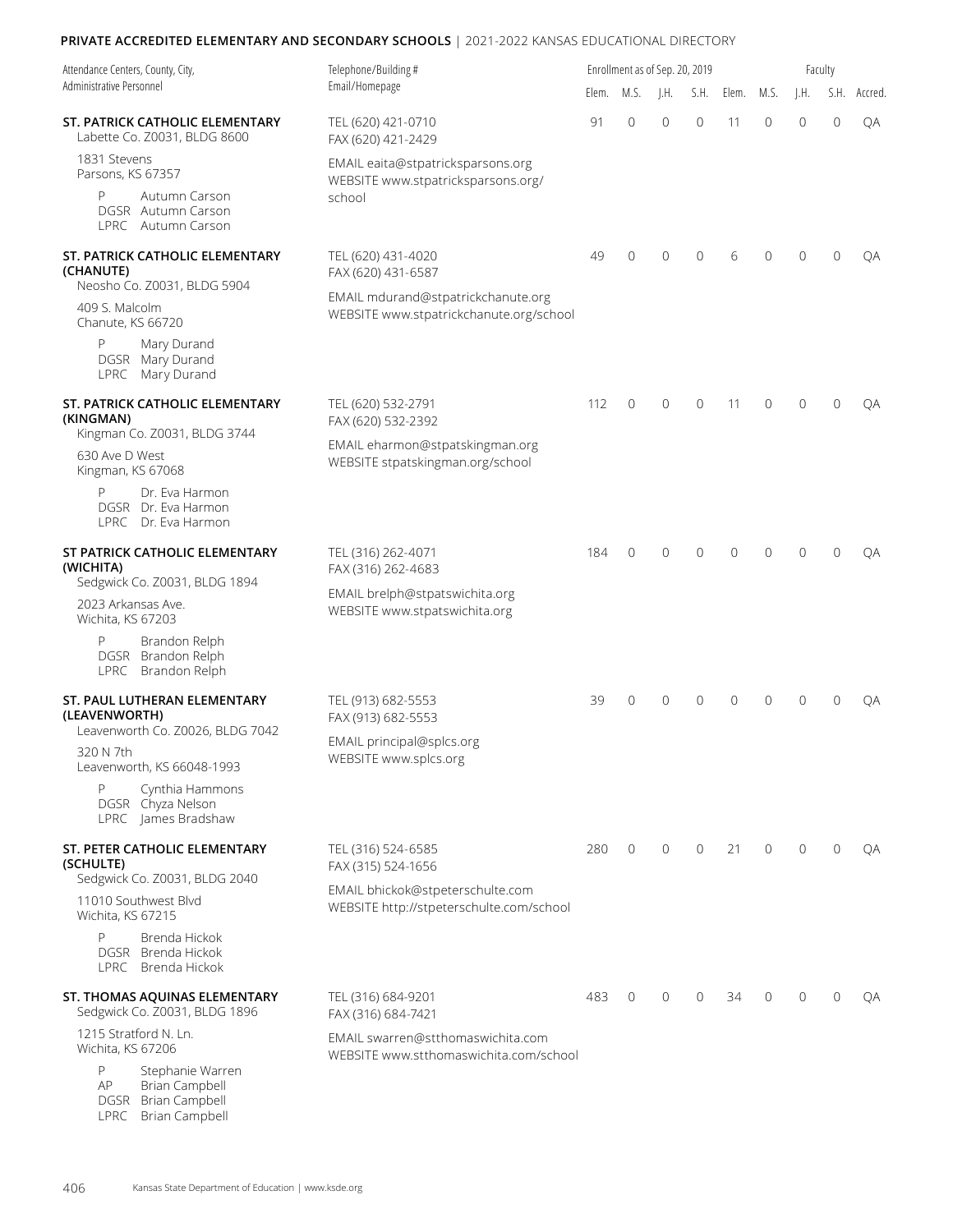**PRIVATE ACCREDITED ELEMENTARY AND SECONDARY SCHOOLS** | 2021-2022 KANSAS EDUCATIONAL DIRECTORY

| Attendance Centers, County, City, Administrative Personnel | Telephone/Building # Email/Homepage | Enrollment as of Sep. 20, 2019 | | | | Faculty | | | | |
|---|---|---|---|---|---|---|---|---|---|---|
| | | Elem. | M.S. | J.H. | S.H. | Elem. | M.S. | J.H. | S.H. | Accred. |
| **ST. PATRICK CATHOLIC ELEMENTARY**<br>Labette Co. Z0031, BLDG 8600<br>1831 Stevens<br>Parsons, KS 67357<br>P Autumn Carson<br>DGSR Autumn Carson<br>LPRC Autumn Carson | TEL (620) 421-0710<br>FAX (620) 421-2429<br>EMAIL eaita@stpatricksparsons.org<br>WEBSITE www.stpatricksparsons.org/school | 91 | 0 | 0 | 0 | 11 | 0 | 0 | 0 | QA |
| **ST. PATRICK CATHOLIC ELEMENTARY (CHANUTE)**<br>Neosho Co. Z0031, BLDG 5904<br>409 S. Malcolm<br>Chanute, KS 66720<br>P Mary Durand<br>DGSR Mary Durand<br>LPRC Mary Durand | TEL (620) 431-4020<br>FAX (620) 431-6587<br>EMAIL mdurand@stpatrickchanute.org<br>WEBSITE www.stpatrickchanute.org/school | 49 | 0 | 0 | 0 | 6 | 0 | 0 | 0 | QA |
| **ST. PATRICK CATHOLIC ELEMENTARY (KINGMAN)**<br>Kingman Co. Z0031, BLDG 3744<br>630 Ave D West<br>Kingman, KS 67068<br>P Dr. Eva Harmon<br>DGSR Dr. Eva Harmon<br>LPRC Dr. Eva Harmon | TEL (620) 532-2791<br>FAX (620) 532-2392<br>EMAIL eharmon@stpatskingman.org<br>WEBSITE stpatskingman.org/school | 112 | 0 | 0 | 0 | 11 | 0 | 0 | 0 | QA |
| **ST PATRICK CATHOLIC ELEMENTARY (WICHITA)**<br>Sedgwick Co. Z0031, BLDG 1894<br>2023 Arkansas Ave.<br>Wichita, KS 67203<br>P Brandon Relph<br>DGSR Brandon Relph<br>LPRC Brandon Relph | TEL (316) 262-4071<br>FAX (316) 262-4683<br>EMAIL brelph@stpatswichita.org<br>WEBSITE www.stpatswichita.org | 184 | 0 | 0 | 0 | 0 | 0 | 0 | 0 | QA |
| **ST. PAUL LUTHERAN ELEMENTARY (LEAVENWORTH)**<br>Leavenworth Co. Z0026, BLDG 7042<br>320 N 7th<br>Leavenworth, KS 66048-1993<br>P Cynthia Hammons<br>DGSR Chyza Nelson<br>LPRC James Bradshaw | TEL (913) 682-5553<br>FAX (913) 682-5553<br>EMAIL principal@splcs.org<br>WEBSITE www.splcs.org | 39 | 0 | 0 | 0 | 0 | 0 | 0 | 0 | QA |
| **ST. PETER CATHOLIC ELEMENTARY (SCHULTE)**<br>Sedgwick Co. Z0031, BLDG 2040<br>11010 Southwest Blvd<br>Wichita, KS 67215<br>P Brenda Hickok<br>DGSR Brenda Hickok<br>LPRC Brenda Hickok | TEL (316) 524-6585<br>FAX (315) 524-1656<br>EMAIL bhickok@stpeterschulte.com<br>WEBSITE http://stpeterschulte.com/school | 280 | 0 | 0 | 0 | 21 | 0 | 0 | 0 | QA |
| **ST. THOMAS AQUINAS ELEMENTARY**<br>Sedgwick Co. Z0031, BLDG 1896<br>1215 Stratford N. Ln.<br>Wichita, KS 67206<br>P Stephanie Warren<br>AP Brian Campbell<br>DGSR Brian Campbell<br>LPRC Brian Campbell | TEL (316) 684-9201<br>FAX (316) 684-7421<br>EMAIL swarren@stthomaswichita.com<br>WEBSITE www.stthomaswichita.com/school | 483 | 0 | 0 | 0 | 34 | 0 | 0 | 0 | QA |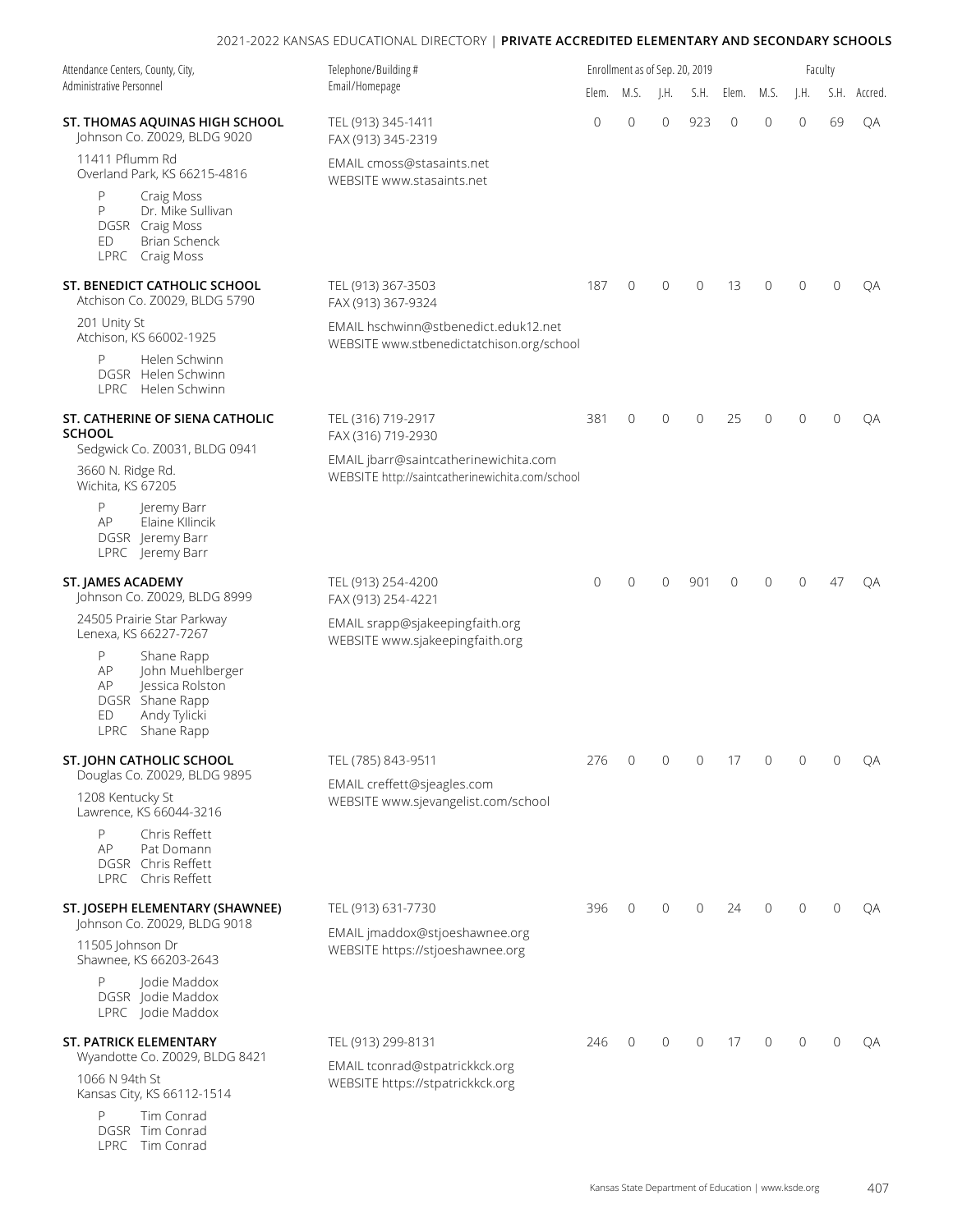| Attendance Centers, County, City, Administrative Personnel | Telephone/Building # Email/Homepage | Enrollment as of Sep. 20, 2019 | | | | Faculty | | | | |
|---|---|---|---|---|---|---|---|---|---|---|
| | | Elem. | M.S. | J.H. | S.H. | Elem. | M.S. | J.H. | S.H. | Accred. |
| **ST. THOMAS AQUINAS HIGH SCHOOL**<br>Johnson Co. Z0029, BLDG 9020<br>11411 Pflumm Rd<br>Overland Park, KS 66215-4816<br>P Craig Moss<br>P Dr. Mike Sullivan<br>DGSR Craig Moss<br>ED Brian Schenck<br>LPRC Craig Moss | TEL (913) 345-1411<br>FAX (913) 345-2319<br>EMAIL cmoss@stasaints.net<br>WEBSITE www.stasaints.net | 0 | 0 | 0 | 923 | 0 | 0 | 0 | 69 | QA |
| **ST. BENEDICT CATHOLIC SCHOOL**<br>Atchison Co. Z0029, BLDG 5790<br>201 Unity St<br>Atchison, KS 66002-1925<br>P Helen Schwinn<br>DGSR Helen Schwinn<br>LPRC Helen Schwinn | TEL (913) 367-3503<br>FAX (913) 367-9324<br>EMAIL hschwinn@stbenedict.eduk12.net<br>WEBSITE www.stbenedictatchison.org/school | 187 | 0 | 0 | 0 | 13 | 0 | 0 | 0 | QA |
| **ST. CATHERINE OF SIENA CATHOLIC SCHOOL**<br>Sedgwick Co. Z0031, BLDG 0941<br>3660 N. Ridge Rd.<br>Wichita, KS 67205<br>P Jeremy Barr<br>AP Elaine Kllincik<br>DGSR Jeremy Barr<br>LPRC Jeremy Barr | TEL (316) 719-2917<br>FAX (316) 719-2930<br>EMAIL jbarr@saintcatherinewichita.com<br>WEBSITE http://saintcatherinewichita.com/school | 381 | 0 | 0 | 0 | 25 | 0 | 0 | 0 | QA |
| **ST. JAMES ACADEMY**<br>Johnson Co. Z0029, BLDG 8999<br>24505 Prairie Star Parkway<br>Lenexa, KS 66227-7267<br>P Shane Rapp<br>AP John Muehlberger<br>AP Jessica Rolston<br>DGSR Shane Rapp<br>ED Andy Tylicki<br>LPRC Shane Rapp | TEL (913) 254-4200<br>FAX (913) 254-4221<br>EMAIL srapp@sjakeepingfaith.org<br>WEBSITE www.sjakeepingfaith.org | 0 | 0 | 0 | 901 | 0 | 0 | 0 | 47 | QA |
| **ST. JOHN CATHOLIC SCHOOL**<br>Douglas Co. Z0029, BLDG 9895<br>1208 Kentucky St<br>Lawrence, KS 66044-3216<br>P Chris Reffett<br>AP Pat Domann<br>DGSR Chris Reffett<br>LPRC Chris Reffett | TEL (785) 843-9511<br>EMAIL creffett@sjeagles.com<br>WEBSITE www.sjevangelist.com/school | 276 | 0 | 0 | 0 | 17 | 0 | 0 | 0 | QA |
| **ST. JOSEPH ELEMENTARY (SHAWNEE)**<br>Johnson Co. Z0029, BLDG 9018<br>11505 Johnson Dr<br>Shawnee, KS 66203-2643<br>P Jodie Maddox<br>DGSR Jodie Maddox<br>LPRC Jodie Maddox | TEL (913) 631-7730<br>EMAIL jmaddox@stjoeshawnee.org<br>WEBSITE https://stjoeshawnee.org | 396 | 0 | 0 | 0 | 24 | 0 | 0 | 0 | QA |
| **ST. PATRICK ELEMENTARY**<br>Wyandotte Co. Z0029, BLDG 8421<br>1066 N 94th St<br>Kansas City, KS 66112-1514<br>P Tim Conrad<br>DGSR Tim Conrad<br>LPRC Tim Conrad | TEL (913) 299-8131<br>EMAIL tconrad@stpatrickkck.org<br>WEBSITE https://stpatrickkck.org | 246 | 0 | 0 | 0 | 17 | 0 | 0 | 0 | QA |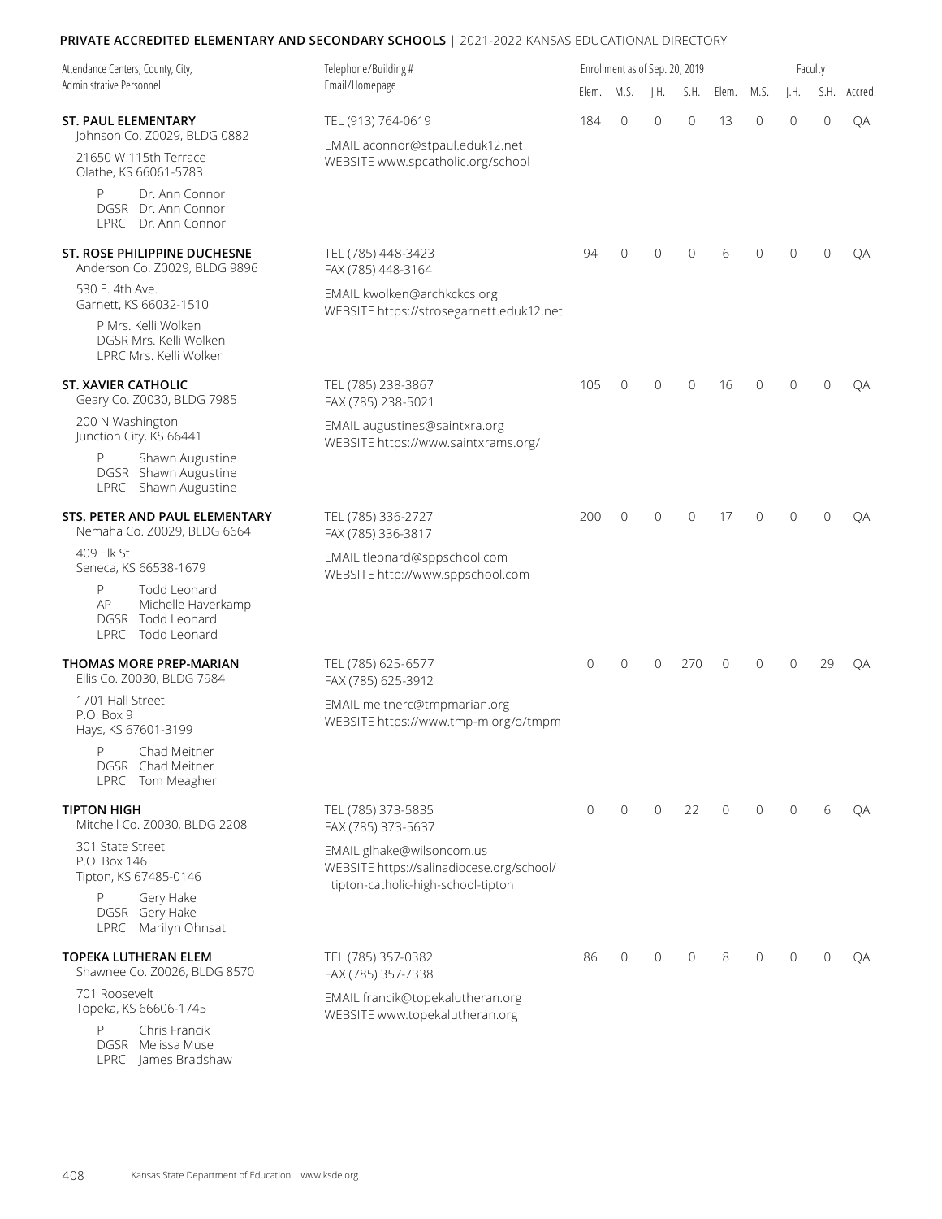## PRIVATE ACCREDITED ELEMENTARY AND SECONDARY SCHOOLS | 2021-2022 KANSAS EDUCATIONAL DIRECTORY

| Attendance Centers, County, City, Administrative Personnel | Telephone/Building # Email/Homepage | Enrollment as of Sep. 20, 2019 | | | | Faculty | | | | |
|---|---|---|---|---|---|---|---|---|---|---|
| | | Elem. | M.S. | J.H. | S.H. | Elem. | M.S. | J.H. | S.H. | Accred. |
| **ST. PAUL ELEMENTARY**<br>Johnson Co. Z0029, BLDG 0882<br>21650 W 115th Terrace<br>Olathe, KS 66061-5783<br>P Dr. Ann Connor<br>DGSR Dr. Ann Connor<br>LPRC Dr. Ann Connor | TEL (913) 764-0619<br>EMAIL aconnor@stpaul.eduk12.net<br>WEBSITE www.spcatholic.org/school | 184 | 0 | 0 | 0 | 13 | 0 | 0 | 0 | QA |
| **ST. ROSE PHILIPPINE DUCHESNE**<br>Anderson Co. Z0029, BLDG 9896<br>530 E. 4th Ave.<br>Garnett, KS 66032-1510<br>P Mrs. Kelli Wolken<br>DGSR Mrs. Kelli Wolken<br>LPRC Mrs. Kelli Wolken | TEL (785) 448-3423<br>FAX (785) 448-3164<br>EMAIL kwolken@archkckcs.org<br>WEBSITE https://strosegarnett.eduk12.net | 94 | 0 | 0 | 0 | 6 | 0 | 0 | 0 | QA |
| **ST. XAVIER CATHOLIC**<br>Geary Co. Z0030, BLDG 7985<br>200 N Washington<br>Junction City, KS 66441<br>P Shawn Augustine<br>DGSR Shawn Augustine<br>LPRC Shawn Augustine | TEL (785) 238-3867<br>FAX (785) 238-5021<br>EMAIL augustines@saintxra.org<br>WEBSITE https://www.saintxrams.org/ | 105 | 0 | 0 | 0 | 16 | 0 | 0 | 0 | QA |
| **STS. PETER AND PAUL ELEMENTARY**<br>Nemaha Co. Z0029, BLDG 6664<br>409 Elk St<br>Seneca, KS 66538-1679<br>P Todd Leonard<br>AP Michelle Haverkamp<br>DGSR Todd Leonard<br>LPRC Todd Leonard | TEL (785) 336-2727<br>FAX (785) 336-3817<br>EMAIL tleonard@sppschool.com<br>WEBSITE http://www.sppschool.com | 200 | 0 | 0 | 0 | 17 | 0 | 0 | 0 | QA |
| **THOMAS MORE PREP-MARIAN**<br>Ellis Co. Z0030, BLDG 7984<br>1701 Hall Street<br>P.O. Box 9<br>Hays, KS 67601-3199<br>P Chad Meitner<br>DGSR Chad Meitner<br>LPRC Tom Meagher | TEL (785) 625-6577<br>FAX (785) 625-3912<br>EMAIL meitnerc@tmpmarian.org<br>WEBSITE https://www.tmp-m.org/o/tmpm | 0 | 0 | 0 | 270 | 0 | 0 | 0 | 29 | QA |
| **TIPTON HIGH**<br>Mitchell Co. Z0030, BLDG 2208<br>301 State Street<br>P.O. Box 146<br>Tipton, KS 67485-0146<br>P Gery Hake<br>DGSR Gery Hake<br>LPRC Marilyn Ohnsat | TEL (785) 373-5835<br>FAX (785) 373-5637<br>EMAIL glhake@wilsoncom.us<br>WEBSITE https://salinadiocese.org/school/tipton-catholic-high-school-tipton | 0 | 0 | 0 | 22 | 0 | 0 | 0 | 6 | QA |
| **TOPEKA LUTHERAN ELEM**<br>Shawnee Co. Z0026, BLDG 8570<br>701 Roosevelt<br>Topeka, KS 66606-1745<br>P Chris Francik<br>DGSR Melissa Muse<br>LPRC James Bradshaw | TEL (785) 357-0382<br>FAX (785) 357-7338<br>EMAIL francik@topekalutheran.org<br>WEBSITE www.topekalutheran.org | 86 | 0 | 0 | 0 | 8 | 0 | 0 | 0 | QA |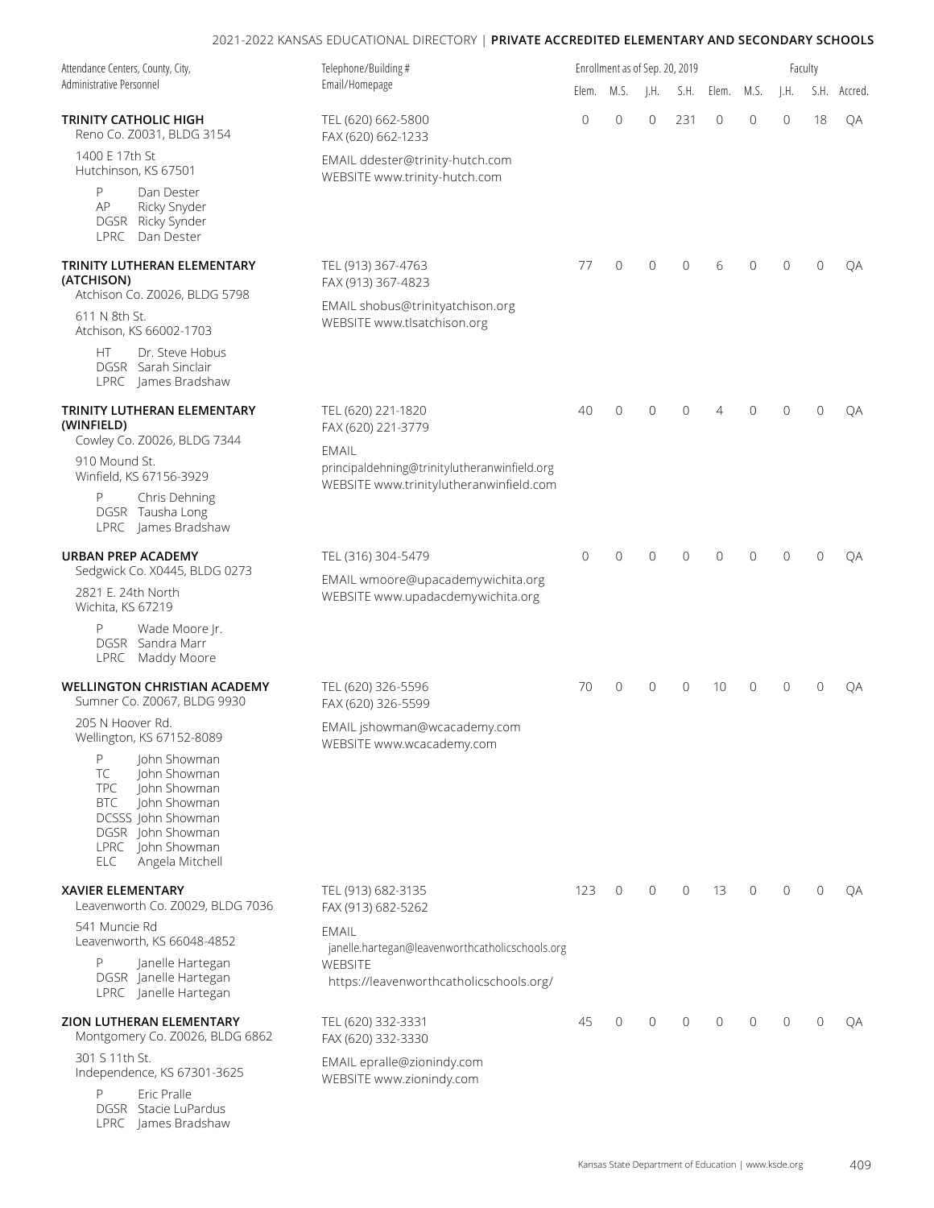| Attendance Centers, County, City, Administrative Personnel | Telephone/Building # Email/Homepage | Enrollment as of Sep. 20, 2019 | | | | Faculty | | | | |
|---|---|---|---|---|---|---|---|---|---|---|
| | | Elem. | M.S. | J.H. | S.H. | Elem. | M.S. | J.H. | S.H. | Accred. |
| **TRINITY CATHOLIC HIGH**<br>Reno Co. Z0031, BLDG 3154<br>1400 E 17th St<br>Hutchinson, KS 67501<br>P Dan Dester<br>AP Ricky Snyder<br>DGSR Ricky Synder<br>LPRC Dan Dester | TEL (620) 662-5800<br>FAX (620) 662-1233<br>EMAIL ddester@trinity-hutch.com<br>WEBSITE www.trinity-hutch.com | 0 | 0 | 0 | 231 | 0 | 0 | 0 | 18 | QA |
| **TRINITY LUTHERAN ELEMENTARY (ATCHISON)**<br>Atchison Co. Z0026, BLDG 5798<br>611 N 8th St.<br>Atchison, KS 66002-1703<br>HT Dr. Steve Hobus<br>DGSR Sarah Sinclair<br>LPRC James Bradshaw | TEL (913) 367-4763<br>FAX (913) 367-4823<br>EMAIL shobus@trinityatchison.org<br>WEBSITE www.tlsatchison.org | 77 | 0 | 0 | 0 | 6 | 0 | 0 | 0 | QA |
| **TRINITY LUTHERAN ELEMENTARY (WINFIELD)**<br>Cowley Co. Z0026, BLDG 7344<br>910 Mound St.<br>Winfield, KS 67156-3929<br>P Chris Dehning<br>DGSR Tausha Long<br>LPRC James Bradshaw | TEL (620) 221-1820<br>FAX (620) 221-3779<br>EMAIL principaldehning@trinitylutheranwinfield.org<br>WEBSITE www.trinitylutheranwinfield.com | 40 | 0 | 0 | 0 | 4 | 0 | 0 | 0 | QA |
| **URBAN PREP ACADEMY**<br>Sedgwick Co. X0445, BLDG 0273<br>2821 E. 24th North<br>Wichita, KS 67219<br>P Wade Moore Jr.<br>DGSR Sandra Marr<br>LPRC Maddy Moore | TEL (316) 304-5479<br>EMAIL wmoore@upacademywichita.org<br>WEBSITE www.upadacdemywichita.org | 0 | 0 | 0 | 0 | 0 | 0 | 0 | 0 | QA |
| **WELLINGTON CHRISTIAN ACADEMY**<br>Sumner Co. Z0067, BLDG 9930<br>205 N Hoover Rd.<br>Wellington, KS 67152-8089<br>P John Showman<br>TC John Showman<br>TPC John Showman<br>BTC John Showman<br>DCSSS John Showman<br>DGSR John Showman<br>LPRC John Showman<br>ELC Angela Mitchell | TEL (620) 326-5596<br>FAX (620) 326-5599<br>EMAIL jshowman@wcacademy.com<br>WEBSITE www.wcacademy.com | 70 | 0 | 0 | 0 | 10 | 0 | 0 | 0 | QA |
| **XAVIER ELEMENTARY**<br>Leavenworth Co. Z0029, BLDG 7036<br>541 Muncie Rd<br>Leavenworth, KS 66048-4852<br>P Janelle Hartegan<br>DGSR Janelle Hartegan<br>LPRC Janelle Hartegan | TEL (913) 682-3135<br>FAX (913) 682-5262<br>EMAIL janelle.hartegan@leavenworthcatholicschools.org<br>WEBSITE https://leavenworthcatholicschools.org/ | 123 | 0 | 0 | 0 | 13 | 0 | 0 | 0 | QA |
| **ZION LUTHERAN ELEMENTARY**<br>Montgomery Co. Z0026, BLDG 6862<br>301 S 11th St.<br>Independence, KS 67301-3625<br>P Eric Pralle<br>DGSR Stacie LuPardus<br>LPRC James Bradshaw | TEL (620) 332-3331<br>FAX (620) 332-3330<br>EMAIL epralle@zionindy.com<br>WEBSITE www.zionindy.com | 45 | 0 | 0 | 0 | 0 | 0 | 0 | 0 | QA |